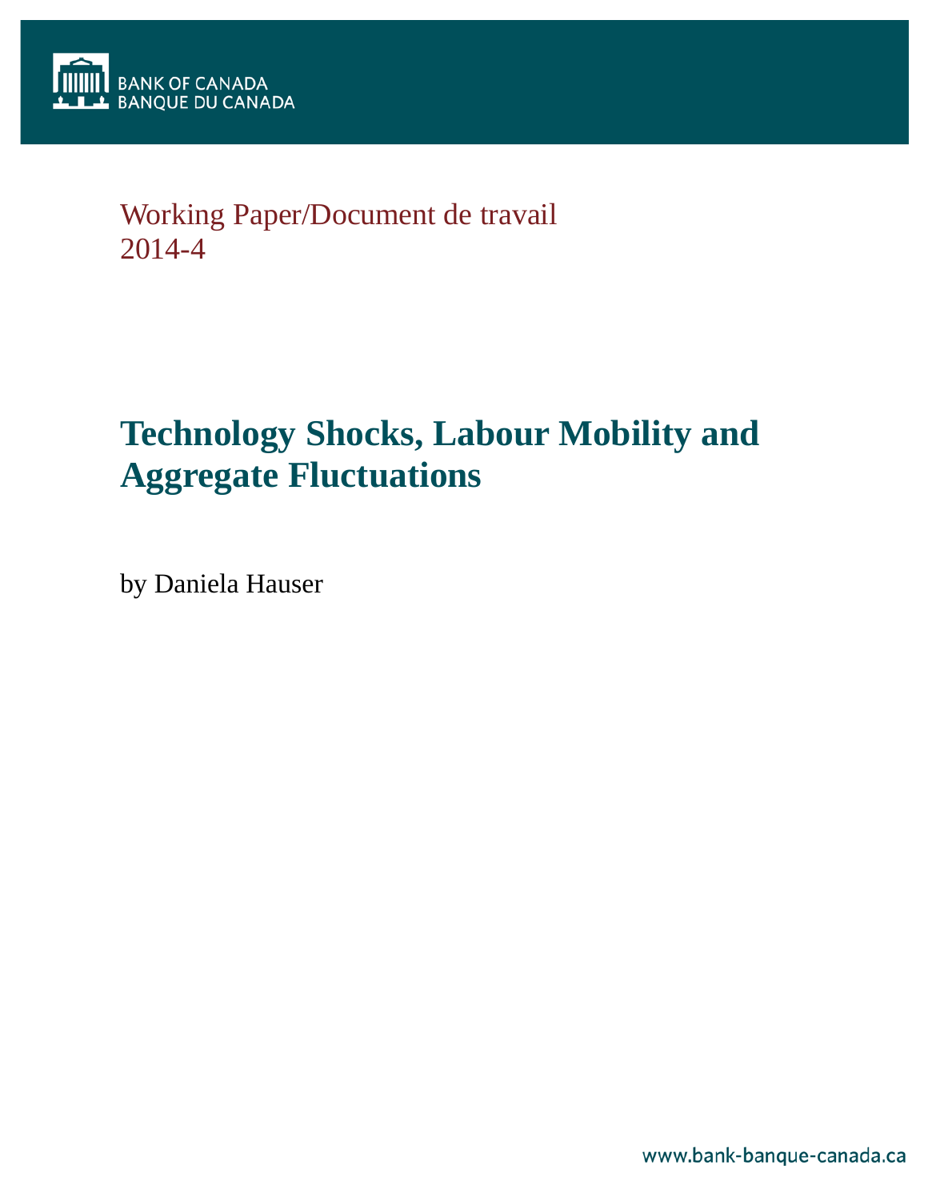BANK OF CANADA
BANQUE DU CANADA

Working Paper/Document de travail
2014-4

# Technology Shocks, Labour Mobility and Aggregate Fluctuations

by Daniela Hauser

www.bank-banque-canada.ca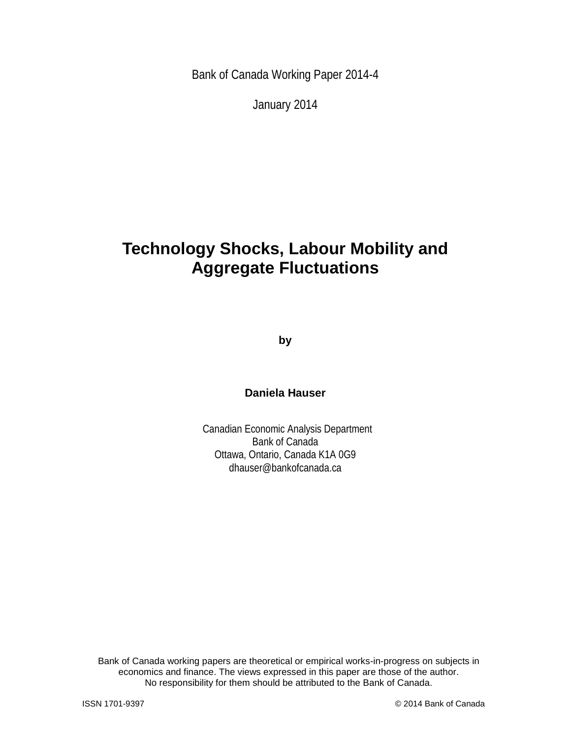Bank of Canada Working Paper 2014-4

January 2014

# Technology Shocks, Labour Mobility and Aggregate Fluctuations

**by**

**Daniela Hauser**

Canadian Economic Analysis Department
Bank of Canada
Ottawa, Ontario, Canada K1A 0G9
dhauser@bankofcanada.ca

Bank of Canada working papers are theoretical or empirical works-in-progress on subjects in economics and finance. The views expressed in this paper are those of the author.
No responsibility for them should be attributed to the Bank of Canada.

ISSN 1701-9397 © 2014 Bank of Canada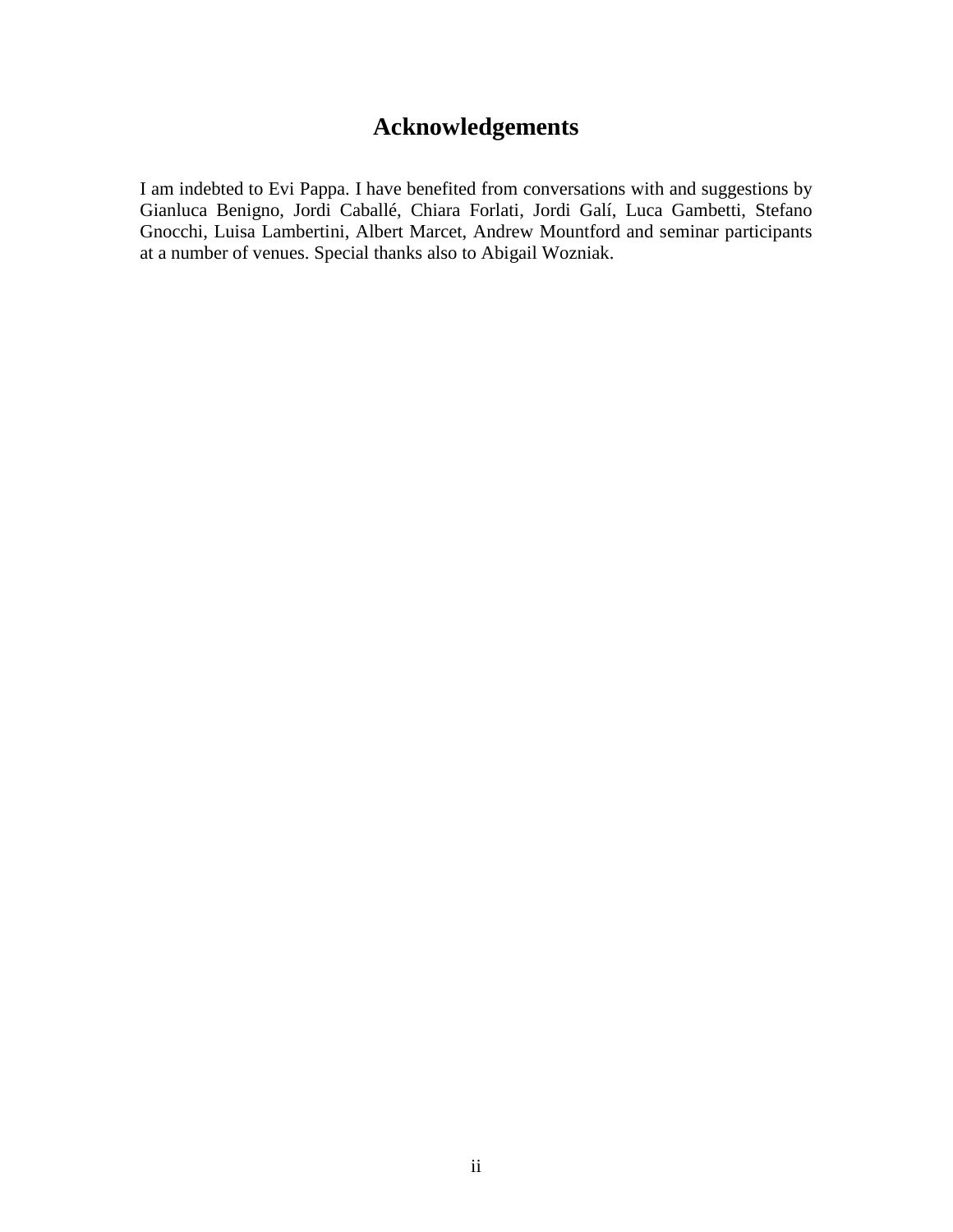# Acknowledgements

I am indebted to Evi Pappa. I have benefited from conversations with and suggestions by Gianluca Benigno, Jordi Caballé, Chiara Forlati, Jordi Galí, Luca Gambetti, Stefano Gnocchi, Luisa Lambertini, Albert Marcet, Andrew Mountford and seminar participants at a number of venues. Special thanks also to Abigail Wozniak.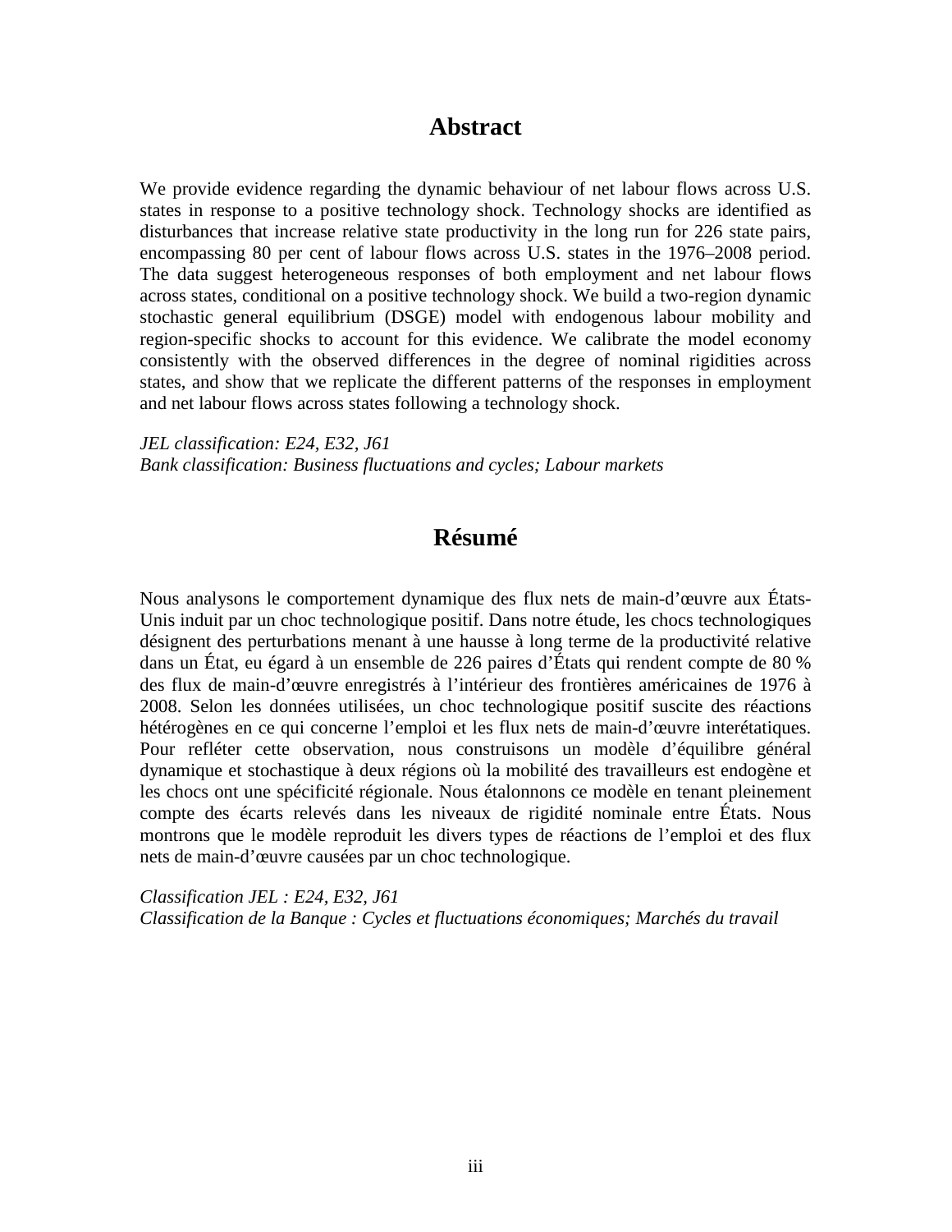## Abstract

We provide evidence regarding the dynamic behaviour of net labour flows across U.S. states in response to a positive technology shock. Technology shocks are identified as disturbances that increase relative state productivity in the long run for 226 state pairs, encompassing 80 per cent of labour flows across U.S. states in the 1976–2008 period. The data suggest heterogeneous responses of both employment and net labour flows across states, conditional on a positive technology shock. We build a two-region dynamic stochastic general equilibrium (DSGE) model with endogenous labour mobility and region-specific shocks to account for this evidence. We calibrate the model economy consistently with the observed differences in the degree of nominal rigidities across states, and show that we replicate the different patterns of the responses in employment and net labour flows across states following a technology shock.

*JEL classification: E24, E32, J61*
*Bank classification: Business fluctuations and cycles; Labour markets*

## Résumé

Nous analysons le comportement dynamique des flux nets de main-d'œuvre aux États-Unis induit par un choc technologique positif. Dans notre étude, les chocs technologiques désignent des perturbations menant à une hausse à long terme de la productivité relative dans un État, eu égard à un ensemble de 226 paires d'États qui rendent compte de 80 % des flux de main-d'œuvre enregistrés à l'intérieur des frontières américaines de 1976 à 2008. Selon les données utilisées, un choc technologique positif suscite des réactions hétérogènes en ce qui concerne l'emploi et les flux nets de main-d'œuvre interétatiques. Pour refléter cette observation, nous construisons un modèle d'équilibre général dynamique et stochastique à deux régions où la mobilité des travailleurs est endogène et les chocs ont une spécificité régionale. Nous étalonnons ce modèle en tenant pleinement compte des écarts relevés dans les niveaux de rigidité nominale entre États. Nous montrons que le modèle reproduit les divers types de réactions de l'emploi et des flux nets de main-d'œuvre causées par un choc technologique.

*Classification JEL : E24, E32, J61*
*Classification de la Banque : Cycles et fluctuations économiques; Marchés du travail*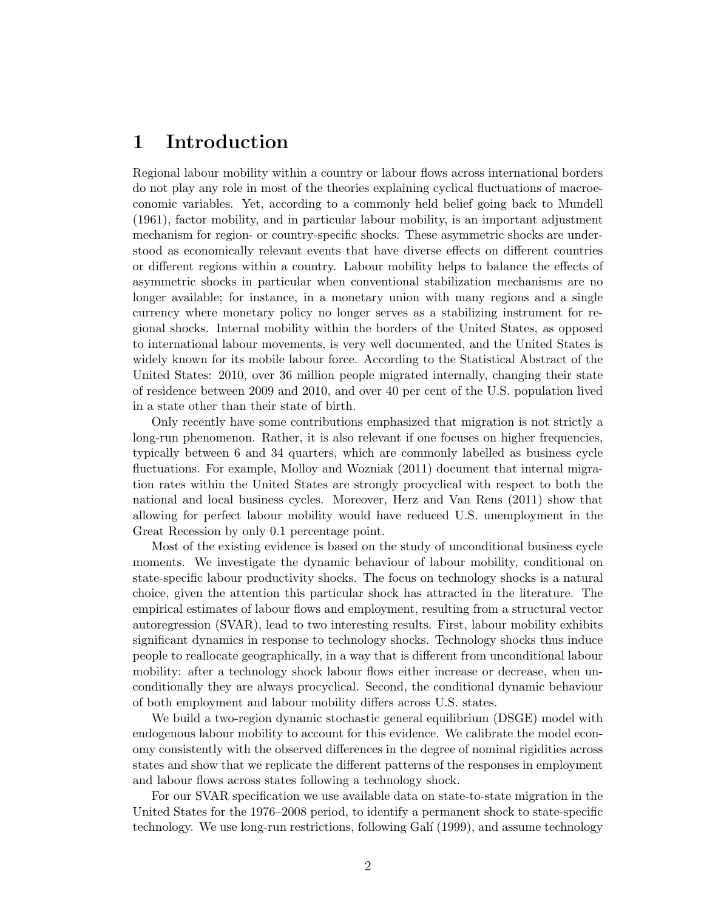# 1 Introduction

Regional labour mobility within a country or labour flows across international borders do not play any role in most of the theories explaining cyclical fluctuations of macroeconomic variables. Yet, according to a commonly held belief going back to Mundell (1961), factor mobility, and in particular labour mobility, is an important adjustment mechanism for region- or country-specific shocks. These asymmetric shocks are understood as economically relevant events that have diverse effects on different countries or different regions within a country. Labour mobility helps to balance the effects of asymmetric shocks in particular when conventional stabilization mechanisms are no longer available; for instance, in a monetary union with many regions and a single currency where monetary policy no longer serves as a stabilizing instrument for regional shocks. Internal mobility within the borders of the United States, as opposed to international labour movements, is very well documented, and the United States is widely known for its mobile labour force. According to the Statistical Abstract of the United States: 2010, over 36 million people migrated internally, changing their state of residence between 2009 and 2010, and over 40 per cent of the U.S. population lived in a state other than their state of birth.

Only recently have some contributions emphasized that migration is not strictly a long-run phenomenon. Rather, it is also relevant if one focuses on higher frequencies, typically between 6 and 34 quarters, which are commonly labelled as business cycle fluctuations. For example, Molloy and Wozniak (2011) document that internal migration rates within the United States are strongly procyclical with respect to both the national and local business cycles. Moreover, Herz and Van Rens (2011) show that allowing for perfect labour mobility would have reduced U.S. unemployment in the Great Recession by only 0.1 percentage point.

Most of the existing evidence is based on the study of unconditional business cycle moments. We investigate the dynamic behaviour of labour mobility, conditional on state-specific labour productivity shocks. The focus on technology shocks is a natural choice, given the attention this particular shock has attracted in the literature. The empirical estimates of labour flows and employment, resulting from a structural vector autoregression (SVAR), lead to two interesting results. First, labour mobility exhibits significant dynamics in response to technology shocks. Technology shocks thus induce people to reallocate geographically, in a way that is different from unconditional labour mobility: after a technology shock labour flows either increase or decrease, when unconditionally they are always procyclical. Second, the conditional dynamic behaviour of both employment and labour mobility differs across U.S. states.

We build a two-region dynamic stochastic general equilibrium (DSGE) model with endogenous labour mobility to account for this evidence. We calibrate the model economy consistently with the observed differences in the degree of nominal rigidities across states and show that we replicate the different patterns of the responses in employment and labour flows across states following a technology shock.

For our SVAR specification we use available data on state-to-state migration in the United States for the 1976–2008 period, to identify a permanent shock to state-specific technology. We use long-run restrictions, following Galí (1999), and assume technology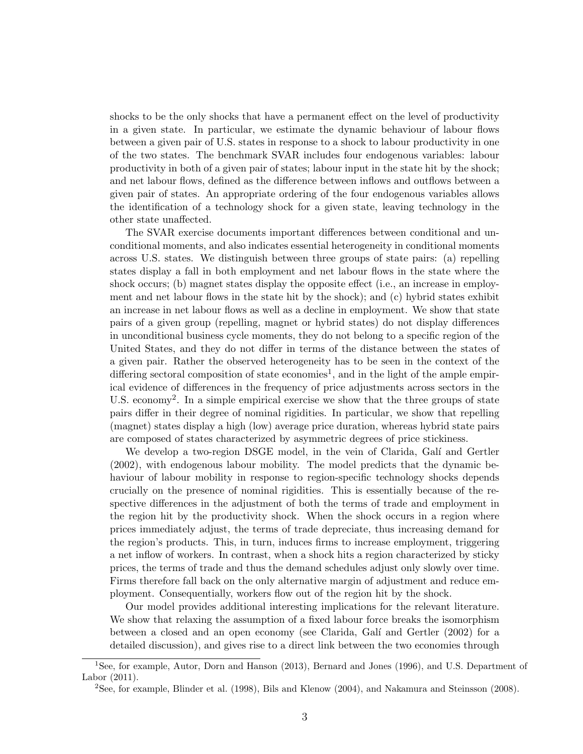shocks to be the only shocks that have a permanent effect on the level of productivity in a given state. In particular, we estimate the dynamic behaviour of labour flows between a given pair of U.S. states in response to a shock to labour productivity in one of the two states. The benchmark SVAR includes four endogenous variables: labour productivity in both of a given pair of states; labour input in the state hit by the shock; and net labour flows, defined as the difference between inflows and outflows between a given pair of states. An appropriate ordering of the four endogenous variables allows the identification of a technology shock for a given state, leaving technology in the other state unaffected.

The SVAR exercise documents important differences between conditional and unconditional moments, and also indicates essential heterogeneity in conditional moments across U.S. states. We distinguish between three groups of state pairs: (a) repelling states display a fall in both employment and net labour flows in the state where the shock occurs; (b) magnet states display the opposite effect (i.e., an increase in employment and net labour flows in the state hit by the shock); and (c) hybrid states exhibit an increase in net labour flows as well as a decline in employment. We show that state pairs of a given group (repelling, magnet or hybrid states) do not display differences in unconditional business cycle moments, they do not belong to a specific region of the United States, and they do not differ in terms of the distance between the states of a given pair. Rather the observed heterogeneity has to be seen in the context of the differing sectoral composition of state economies[1], and in the light of the ample empirical evidence of differences in the frequency of price adjustments across sectors in the U.S. economy[2]. In a simple empirical exercise we show that the three groups of state pairs differ in their degree of nominal rigidities. In particular, we show that repelling (magnet) states display a high (low) average price duration, whereas hybrid state pairs are composed of states characterized by asymmetric degrees of price stickiness.

We develop a two-region DSGE model, in the vein of Clarida, Galí and Gertler (2002), with endogenous labour mobility. The model predicts that the dynamic behaviour of labour mobility in response to region-specific technology shocks depends crucially on the presence of nominal rigidities. This is essentially because of the respective differences in the adjustment of both the terms of trade and employment in the region hit by the productivity shock. When the shock occurs in a region where prices immediately adjust, the terms of trade depreciate, thus increasing demand for the region's products. This, in turn, induces firms to increase employment, triggering a net inflow of workers. In contrast, when a shock hits a region characterized by sticky prices, the terms of trade and thus the demand schedules adjust only slowly over time. Firms therefore fall back on the only alternative margin of adjustment and reduce employment. Consequentially, workers flow out of the region hit by the shock.

Our model provides additional interesting implications for the relevant literature. We show that relaxing the assumption of a fixed labour force breaks the isomorphism between a closed and an open economy (see Clarida, Galí and Gertler (2002) for a detailed discussion), and gives rise to a direct link between the two economies through

[1] See, for example, Autor, Dorn and Hanson (2013), Bernard and Jones (1996), and U.S. Department of Labor (2011).

[2] See, for example, Blinder et al. (1998), Bils and Klenow (2004), and Nakamura and Steinsson (2008).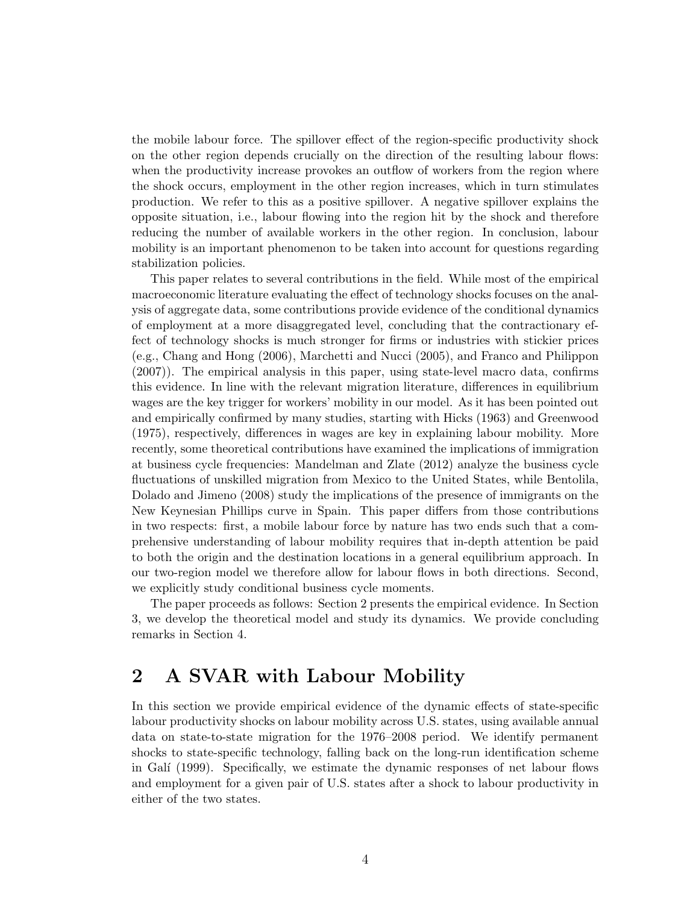the mobile labour force. The spillover effect of the region-specific productivity shock on the other region depends crucially on the direction of the resulting labour flows: when the productivity increase provokes an outflow of workers from the region where the shock occurs, employment in the other region increases, which in turn stimulates production. We refer to this as a positive spillover. A negative spillover explains the opposite situation, i.e., labour flowing into the region hit by the shock and therefore reducing the number of available workers in the other region. In conclusion, labour mobility is an important phenomenon to be taken into account for questions regarding stabilization policies.

This paper relates to several contributions in the field. While most of the empirical macroeconomic literature evaluating the effect of technology shocks focuses on the analysis of aggregate data, some contributions provide evidence of the conditional dynamics of employment at a more disaggregated level, concluding that the contractionary effect of technology shocks is much stronger for firms or industries with stickier prices (e.g., Chang and Hong (2006), Marchetti and Nucci (2005), and Franco and Philippon (2007)). The empirical analysis in this paper, using state-level macro data, confirms this evidence. In line with the relevant migration literature, differences in equilibrium wages are the key trigger for workers' mobility in our model. As it has been pointed out and empirically confirmed by many studies, starting with Hicks (1963) and Greenwood (1975), respectively, differences in wages are key in explaining labour mobility. More recently, some theoretical contributions have examined the implications of immigration at business cycle frequencies: Mandelman and Zlate (2012) analyze the business cycle fluctuations of unskilled migration from Mexico to the United States, while Bentolila, Dolado and Jimeno (2008) study the implications of the presence of immigrants on the New Keynesian Phillips curve in Spain. This paper differs from those contributions in two respects: first, a mobile labour force by nature has two ends such that a comprehensive understanding of labour mobility requires that in-depth attention be paid to both the origin and the destination locations in a general equilibrium approach. In our two-region model we therefore allow for labour flows in both directions. Second, we explicitly study conditional business cycle moments.

The paper proceeds as follows: Section 2 presents the empirical evidence. In Section 3, we develop the theoretical model and study its dynamics. We provide concluding remarks in Section 4.

## 2 A SVAR with Labour Mobility

In this section we provide empirical evidence of the dynamic effects of state-specific labour productivity shocks on labour mobility across U.S. states, using available annual data on state-to-state migration for the 1976–2008 period. We identify permanent shocks to state-specific technology, falling back on the long-run identification scheme in Galí (1999). Specifically, we estimate the dynamic responses of net labour flows and employment for a given pair of U.S. states after a shock to labour productivity in either of the two states.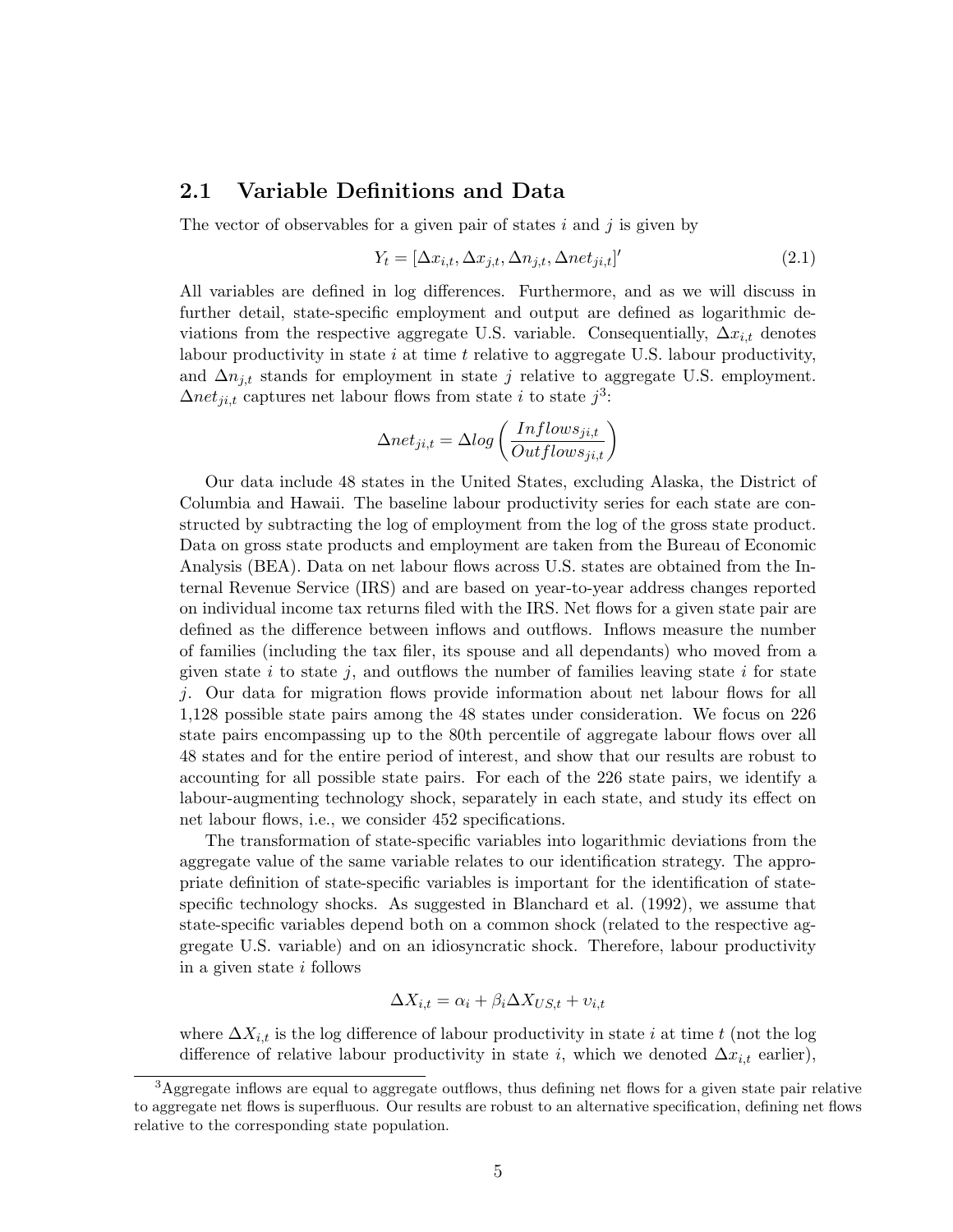## 2.1 Variable Definitions and Data

The vector of observables for a given pair of states $i$ and $j$ is given by

$$Y_t = [\Delta x_{i,t}, \Delta x_{j,t}, \Delta n_{j,t}, \Delta net_{ji,t}]' \tag{2.1}$$

All variables are defined in log differences. Furthermore, and as we will discuss in further detail, state-specific employment and output are defined as logarithmic deviations from the respective aggregate U.S. variable. Consequentially, $\Delta x_{i,t}$ denotes labour productivity in state $i$ at time $t$ relative to aggregate U.S. labour productivity, and $\Delta n_{j,t}$ stands for employment in state $j$ relative to aggregate U.S. employment. $\Delta net_{ji,t}$ captures net labour flows from state $i$ to state $j$[3]:

$$\Delta net_{ji,t} = \Delta log\left(\frac{Inflows_{ji,t}}{Outflows_{ji,t}}\right)$$

Our data include 48 states in the United States, excluding Alaska, the District of Columbia and Hawaii. The baseline labour productivity series for each state are constructed by subtracting the log of employment from the log of the gross state product. Data on gross state products and employment are taken from the Bureau of Economic Analysis (BEA). Data on net labour flows across U.S. states are obtained from the Internal Revenue Service (IRS) and are based on year-to-year address changes reported on individual income tax returns filed with the IRS. Net flows for a given state pair are defined as the difference between inflows and outflows. Inflows measure the number of families (including the tax filer, its spouse and all dependants) who moved from a given state $i$ to state $j$, and outflows the number of families leaving state $i$ for state $j$. Our data for migration flows provide information about net labour flows for all 1,128 possible state pairs among the 48 states under consideration. We focus on 226 state pairs encompassing up to the 80th percentile of aggregate labour flows over all 48 states and for the entire period of interest, and show that our results are robust to accounting for all possible state pairs. For each of the 226 state pairs, we identify a labour-augmenting technology shock, separately in each state, and study its effect on net labour flows, i.e., we consider 452 specifications.

The transformation of state-specific variables into logarithmic deviations from the aggregate value of the same variable relates to our identification strategy. The appropriate definition of state-specific variables is important for the identification of state-specific technology shocks. As suggested in Blanchard et al. (1992), we assume that state-specific variables depend both on a common shock (related to the respective aggregate U.S. variable) and on an idiosyncratic shock. Therefore, labour productivity in a given state $i$ follows

$$\Delta X_{i,t} = \alpha_i + \beta_i \Delta X_{US,t} + \upsilon_{i,t}$$

where $\Delta X_{i,t}$ is the log difference of labour productivity in state $i$ at time $t$ (not the log difference of relative labour productivity in state $i$, which we denoted $\Delta x_{i,t}$ earlier),

[3] Aggregate inflows are equal to aggregate outflows, thus defining net flows for a given state pair relative to aggregate net flows is superfluous. Our results are robust to an alternative specification, defining net flows relative to the corresponding state population.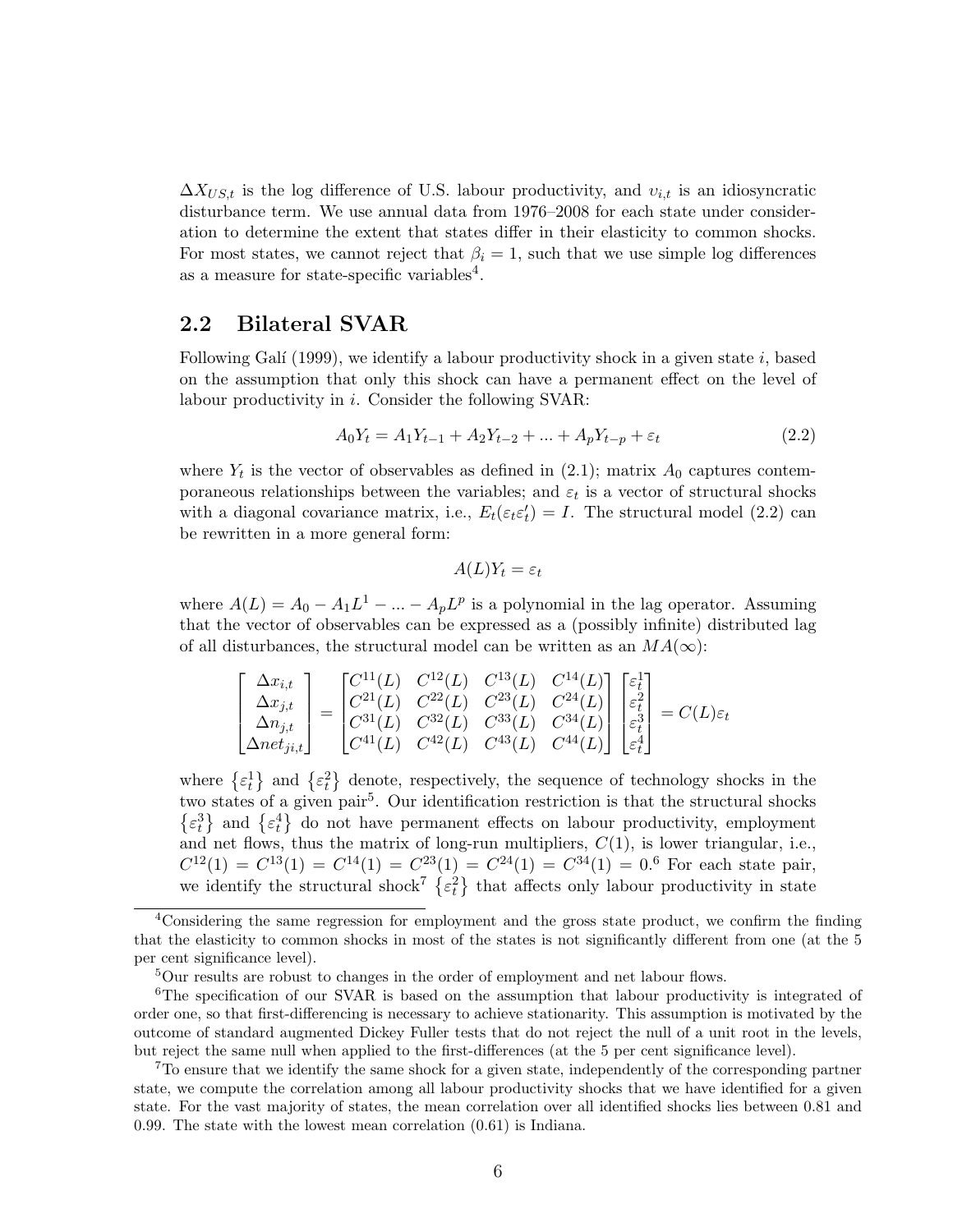$\Delta X_{US,t}$ is the log difference of U.S. labour productivity, and $v_{i,t}$ is an idiosyncratic disturbance term. We use annual data from 1976–2008 for each state under consideration to determine the extent that states differ in their elasticity to common shocks. For most states, we cannot reject that $\beta_i = 1$, such that we use simple log differences as a measure for state-specific variables[4].

## 2.2 Bilateral SVAR

Following Galí (1999), we identify a labour productivity shock in a given state $i$, based on the assumption that only this shock can have a permanent effect on the level of labour productivity in $i$. Consider the following SVAR:

$$A_0 Y_t = A_1 Y_{t-1} + A_2 Y_{t-2} + ... + A_p Y_{t-p} + \varepsilon_t \tag{2.2}$$

where $Y_t$ is the vector of observables as defined in (2.1); matrix $A_0$ captures contemporaneous relationships between the variables; and $\varepsilon_t$ is a vector of structural shocks with a diagonal covariance matrix, i.e., $E_t(\varepsilon_t \varepsilon_t') = I$. The structural model (2.2) can be rewritten in a more general form:

$$A(L)Y_t = \varepsilon_t$$

where $A(L) = A_0 - A_1 L^1 - ... - A_p L^p$ is a polynomial in the lag operator. Assuming that the vector of observables can be expressed as a (possibly infinite) distributed lag of all disturbances, the structural model can be written as an $MA(\infty)$:

$$\begin{bmatrix} \Delta x_{i,t} \\ \Delta x_{j,t} \\ \Delta n_{j,t} \\ \Delta net_{ji,t} \end{bmatrix} = \begin{bmatrix} C^{11}(L) & C^{12}(L) & C^{13}(L) & C^{14}(L) \\ C^{21}(L) & C^{22}(L) & C^{23}(L) & C^{24}(L) \\ C^{31}(L) & C^{32}(L) & C^{33}(L) & C^{34}(L) \\ C^{41}(L) & C^{42}(L) & C^{43}(L) & C^{44}(L) \end{bmatrix} \begin{bmatrix} \varepsilon_t^1 \\ \varepsilon_t^2 \\ \varepsilon_t^3 \\ \varepsilon_t^4 \end{bmatrix} = C(L)\varepsilon_t$$

where $\{\varepsilon_t^1\}$ and $\{\varepsilon_t^2\}$ denote, respectively, the sequence of technology shocks in the two states of a given pair[5]. Our identification restriction is that the structural shocks $\{\varepsilon_t^3\}$ and $\{\varepsilon_t^4\}$ do not have permanent effects on labour productivity, employment and net flows, thus the matrix of long-run multipliers, $C(1)$, is lower triangular, i.e., $C^{12}(1) = C^{13}(1) = C^{14}(1) = C^{23}(1) = C^{24}(1) = C^{34}(1) = 0$.[6] For each state pair, we identify the structural shock[7] $\{\varepsilon_t^2\}$ that affects only labour productivity in state

---

[4]Considering the same regression for employment and the gross state product, we confirm the finding that the elasticity to common shocks in most of the states is not significantly different from one (at the 5 per cent significance level).

[5]Our results are robust to changes in the order of employment and net labour flows.

[6]The specification of our SVAR is based on the assumption that labour productivity is integrated of order one, so that first-differencing is necessary to achieve stationarity. This assumption is motivated by the outcome of standard augmented Dickey Fuller tests that do not reject the null of a unit root in the levels, but reject the same null when applied to the first-differences (at the 5 per cent significance level).

[7]To ensure that we identify the same shock for a given state, independently of the corresponding partner state, we compute the correlation among all labour productivity shocks that we have identified for a given state. For the vast majority of states, the mean correlation over all identified shocks lies between 0.81 and 0.99. The state with the lowest mean correlation (0.61) is Indiana.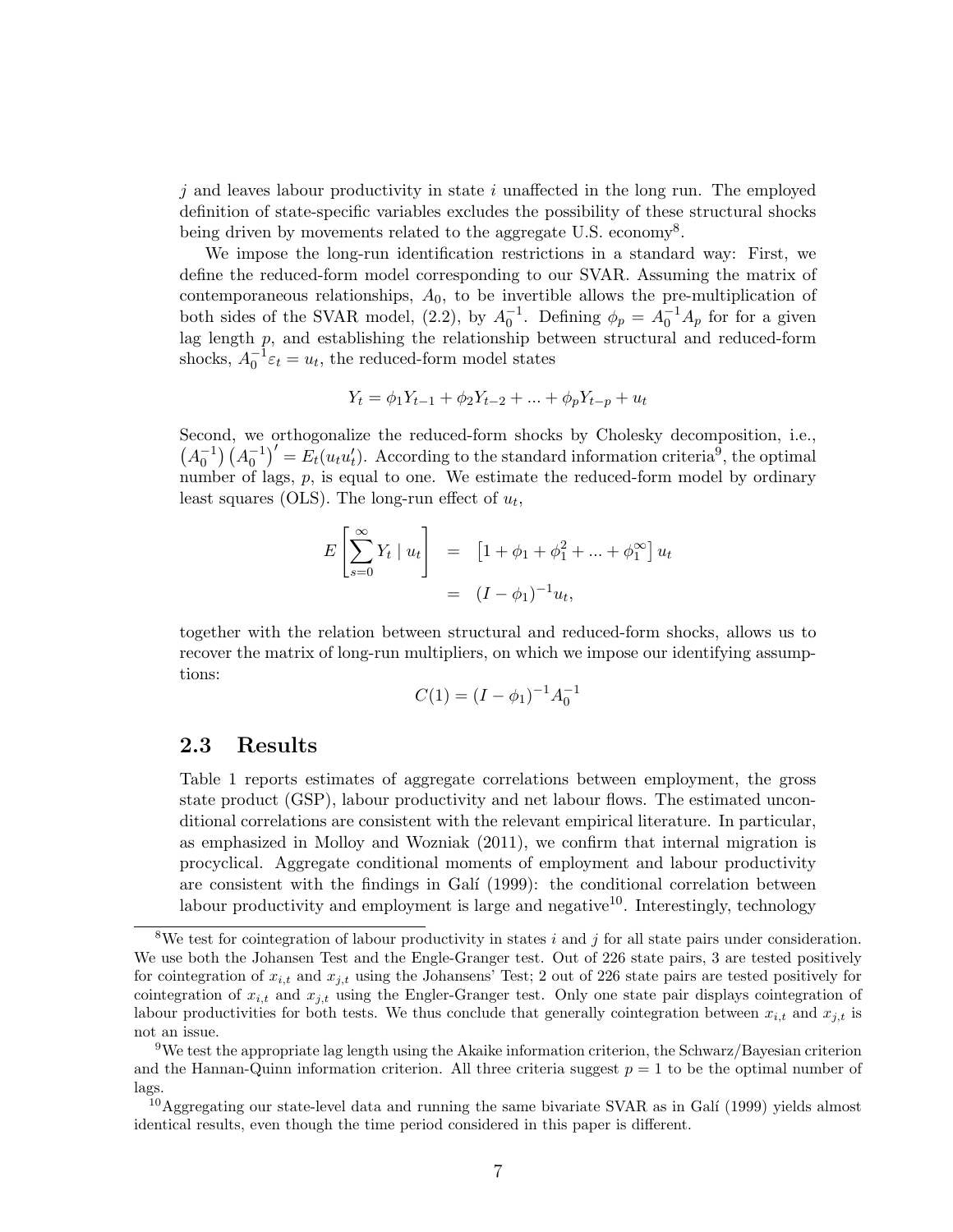$j$ and leaves labour productivity in state $i$ unaffected in the long run. The employed definition of state-specific variables excludes the possibility of these structural shocks being driven by movements related to the aggregate U.S. economy[8].

We impose the long-run identification restrictions in a standard way: First, we define the reduced-form model corresponding to our SVAR. Assuming the matrix of contemporaneous relationships, $A_0$, to be invertible allows the pre-multiplication of both sides of the SVAR model, (2.2), by $A_0^{-1}$. Defining $\phi_p = A_0^{-1}A_p$ for for a given lag length $p$, and establishing the relationship between structural and reduced-form shocks, $A_0^{-1}\varepsilon_t = u_t$, the reduced-form model states

$$Y_t = \phi_1 Y_{t-1} + \phi_2 Y_{t-2} + ... + \phi_p Y_{t-p} + u_t$$

Second, we orthogonalize the reduced-form shocks by Cholesky decomposition, i.e., $\left(A_0^{-1}\right)\left(A_0^{-1}\right)' = E_t(u_t u_t')$. According to the standard information criteria[9], the optimal number of lags, $p$, is equal to one. We estimate the reduced-form model by ordinary least squares (OLS). The long-run effect of $u_t$,

$$\begin{aligned} E\left[\sum_{s=0}^{\infty} Y_t \mid u_t\right] &= \left[1 + \phi_1 + \phi_1^2 + ... + \phi_1^{\infty}\right] u_t \\ &= (I - \phi_1)^{-1} u_t, \end{aligned}$$

together with the relation between structural and reduced-form shocks, allows us to recover the matrix of long-run multipliers, on which we impose our identifying assumptions:

$$C(1) = (I - \phi_1)^{-1} A_0^{-1}$$

## 2.3 Results

Table 1 reports estimates of aggregate correlations between employment, the gross state product (GSP), labour productivity and net labour flows. The estimated unconditional correlations are consistent with the relevant empirical literature. In particular, as emphasized in Molloy and Wozniak (2011), we confirm that internal migration is procyclical. Aggregate conditional moments of employment and labour productivity are consistent with the findings in Galí (1999): the conditional correlation between labour productivity and employment is large and negative[10]. Interestingly, technology

[8] We test for cointegration of labour productivity in states $i$ and $j$ for all state pairs under consideration. We use both the Johansen Test and the Engle-Granger test. Out of 226 state pairs, 3 are tested positively for cointegration of $x_{i,t}$ and $x_{j,t}$ using the Johansens' Test; 2 out of 226 state pairs are tested positively for cointegration of $x_{i,t}$ and $x_{j,t}$ using the Engler-Granger test. Only one state pair displays cointegration of labour productivities for both tests. We thus conclude that generally cointegration between $x_{i,t}$ and $x_{j,t}$ is not an issue.

[9] We test the appropriate lag length using the Akaike information criterion, the Schwarz/Bayesian criterion and the Hannan-Quinn information criterion. All three criteria suggest $p = 1$ to be the optimal number of lags.

[10] Aggregating our state-level data and running the same bivariate SVAR as in Galí (1999) yields almost identical results, even though the time period considered in this paper is different.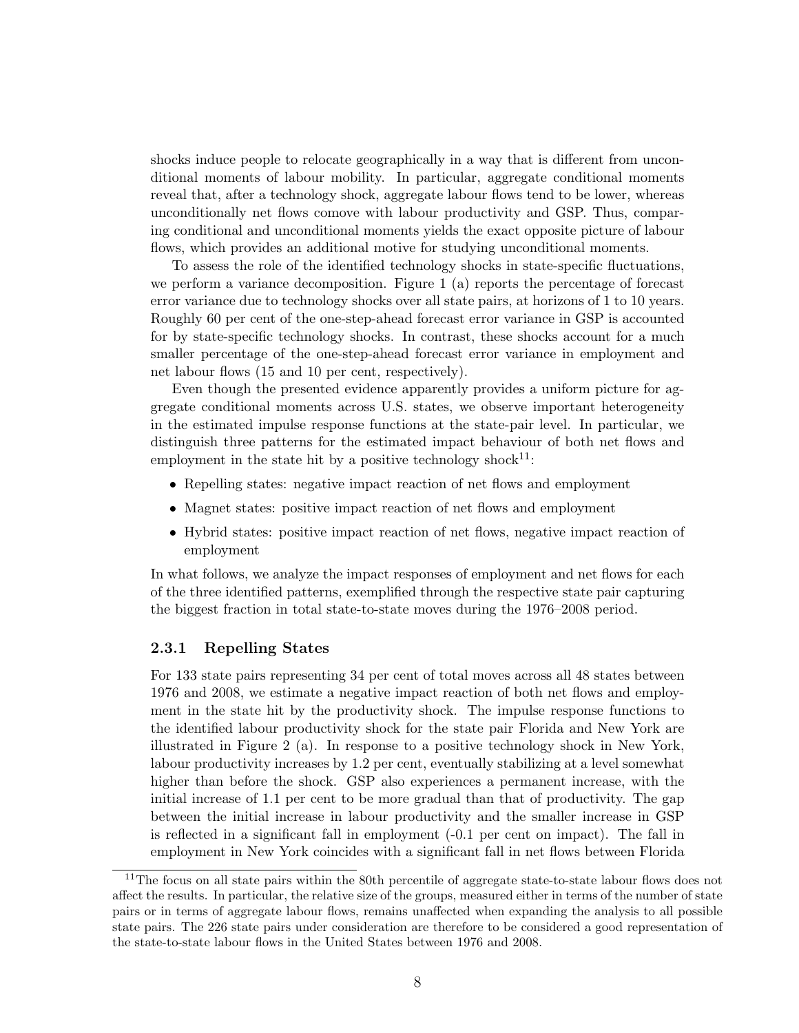shocks induce people to relocate geographically in a way that is different from unconditional moments of labour mobility. In particular, aggregate conditional moments reveal that, after a technology shock, aggregate labour flows tend to be lower, whereas unconditionally net flows comove with labour productivity and GSP. Thus, comparing conditional and unconditional moments yields the exact opposite picture of labour flows, which provides an additional motive for studying unconditional moments.

To assess the role of the identified technology shocks in state-specific fluctuations, we perform a variance decomposition. Figure 1 (a) reports the percentage of forecast error variance due to technology shocks over all state pairs, at horizons of 1 to 10 years. Roughly 60 per cent of the one-step-ahead forecast error variance in GSP is accounted for by state-specific technology shocks. In contrast, these shocks account for a much smaller percentage of the one-step-ahead forecast error variance in employment and net labour flows (15 and 10 per cent, respectively).

Even though the presented evidence apparently provides a uniform picture for aggregate conditional moments across U.S. states, we observe important heterogeneity in the estimated impulse response functions at the state-pair level. In particular, we distinguish three patterns for the estimated impact behaviour of both net flows and employment in the state hit by a positive technology shock[11]:

- Repelling states: negative impact reaction of net flows and employment
- Magnet states: positive impact reaction of net flows and employment
- Hybrid states: positive impact reaction of net flows, negative impact reaction of employment

In what follows, we analyze the impact responses of employment and net flows for each of the three identified patterns, exemplified through the respective state pair capturing the biggest fraction in total state-to-state moves during the 1976–2008 period.

### 2.3.1 Repelling States

For 133 state pairs representing 34 per cent of total moves across all 48 states between 1976 and 2008, we estimate a negative impact reaction of both net flows and employment in the state hit by the productivity shock. The impulse response functions to the identified labour productivity shock for the state pair Florida and New York are illustrated in Figure 2 (a). In response to a positive technology shock in New York, labour productivity increases by 1.2 per cent, eventually stabilizing at a level somewhat higher than before the shock. GSP also experiences a permanent increase, with the initial increase of 1.1 per cent to be more gradual than that of productivity. The gap between the initial increase in labour productivity and the smaller increase in GSP is reflected in a significant fall in employment (-0.1 per cent on impact). The fall in employment in New York coincides with a significant fall in net flows between Florida

[11] The focus on all state pairs within the 80th percentile of aggregate state-to-state labour flows does not affect the results. In particular, the relative size of the groups, measured either in terms of the number of state pairs or in terms of aggregate labour flows, remains unaffected when expanding the analysis to all possible state pairs. The 226 state pairs under consideration are therefore to be considered a good representation of the state-to-state labour flows in the United States between 1976 and 2008.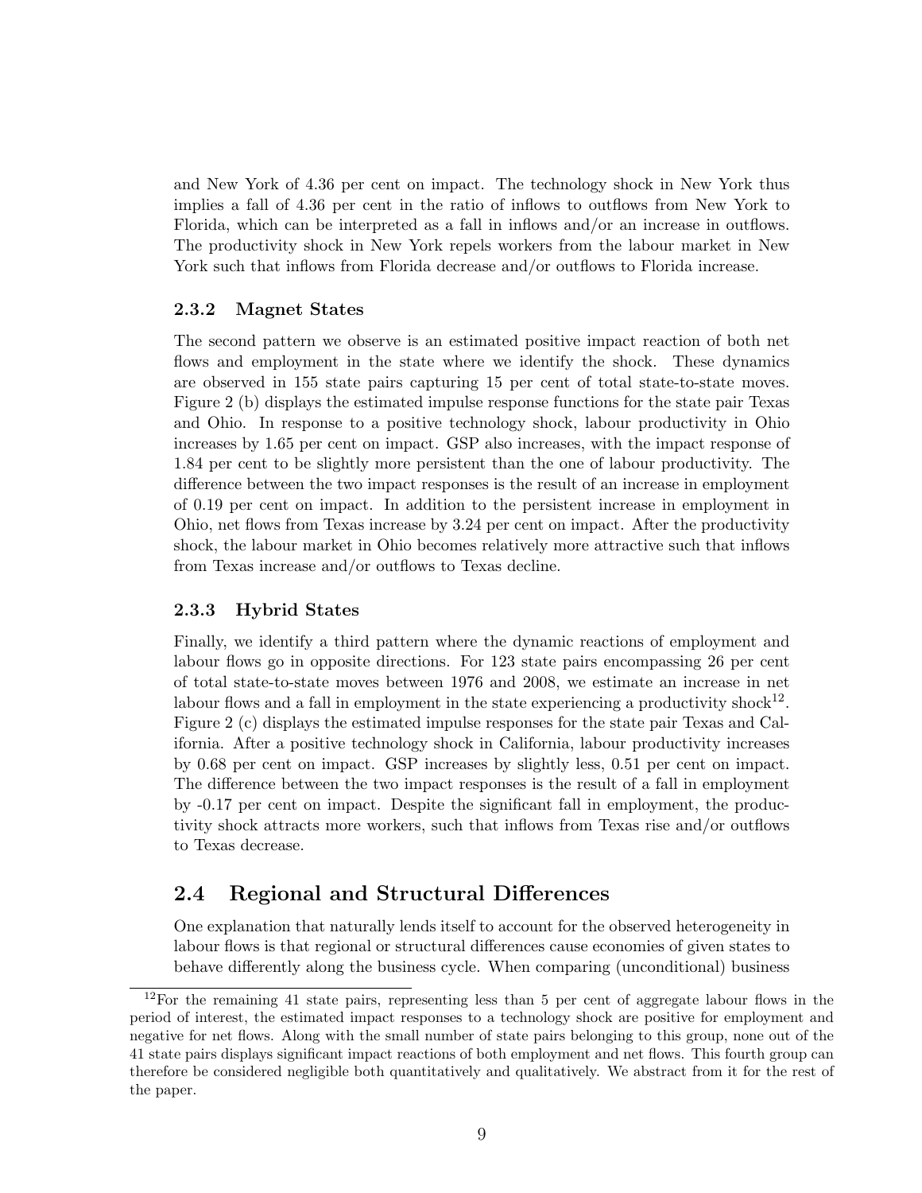and New York of 4.36 per cent on impact. The technology shock in New York thus implies a fall of 4.36 per cent in the ratio of inflows to outflows from New York to Florida, which can be interpreted as a fall in inflows and/or an increase in outflows. The productivity shock in New York repels workers from the labour market in New York such that inflows from Florida decrease and/or outflows to Florida increase.

### 2.3.2 Magnet States

The second pattern we observe is an estimated positive impact reaction of both net flows and employment in the state where we identify the shock. These dynamics are observed in 155 state pairs capturing 15 per cent of total state-to-state moves. Figure 2 (b) displays the estimated impulse response functions for the state pair Texas and Ohio. In response to a positive technology shock, labour productivity in Ohio increases by 1.65 per cent on impact. GSP also increases, with the impact response of 1.84 per cent to be slightly more persistent than the one of labour productivity. The difference between the two impact responses is the result of an increase in employment of 0.19 per cent on impact. In addition to the persistent increase in employment in Ohio, net flows from Texas increase by 3.24 per cent on impact. After the productivity shock, the labour market in Ohio becomes relatively more attractive such that inflows from Texas increase and/or outflows to Texas decline.

### 2.3.3 Hybrid States

Finally, we identify a third pattern where the dynamic reactions of employment and labour flows go in opposite directions. For 123 state pairs encompassing 26 per cent of total state-to-state moves between 1976 and 2008, we estimate an increase in net labour flows and a fall in employment in the state experiencing a productivity shock[12]. Figure 2 (c) displays the estimated impulse responses for the state pair Texas and California. After a positive technology shock in California, labour productivity increases by 0.68 per cent on impact. GSP increases by slightly less, 0.51 per cent on impact. The difference between the two impact responses is the result of a fall in employment by -0.17 per cent on impact. Despite the significant fall in employment, the productivity shock attracts more workers, such that inflows from Texas rise and/or outflows to Texas decrease.

## 2.4 Regional and Structural Differences

One explanation that naturally lends itself to account for the observed heterogeneity in labour flows is that regional or structural differences cause economies of given states to behave differently along the business cycle. When comparing (unconditional) business

[12] For the remaining 41 state pairs, representing less than 5 per cent of aggregate labour flows in the period of interest, the estimated impact responses to a technology shock are positive for employment and negative for net flows. Along with the small number of state pairs belonging to this group, none out of the 41 state pairs displays significant impact reactions of both employment and net flows. This fourth group can therefore be considered negligible both quantitatively and qualitatively. We abstract from it for the rest of the paper.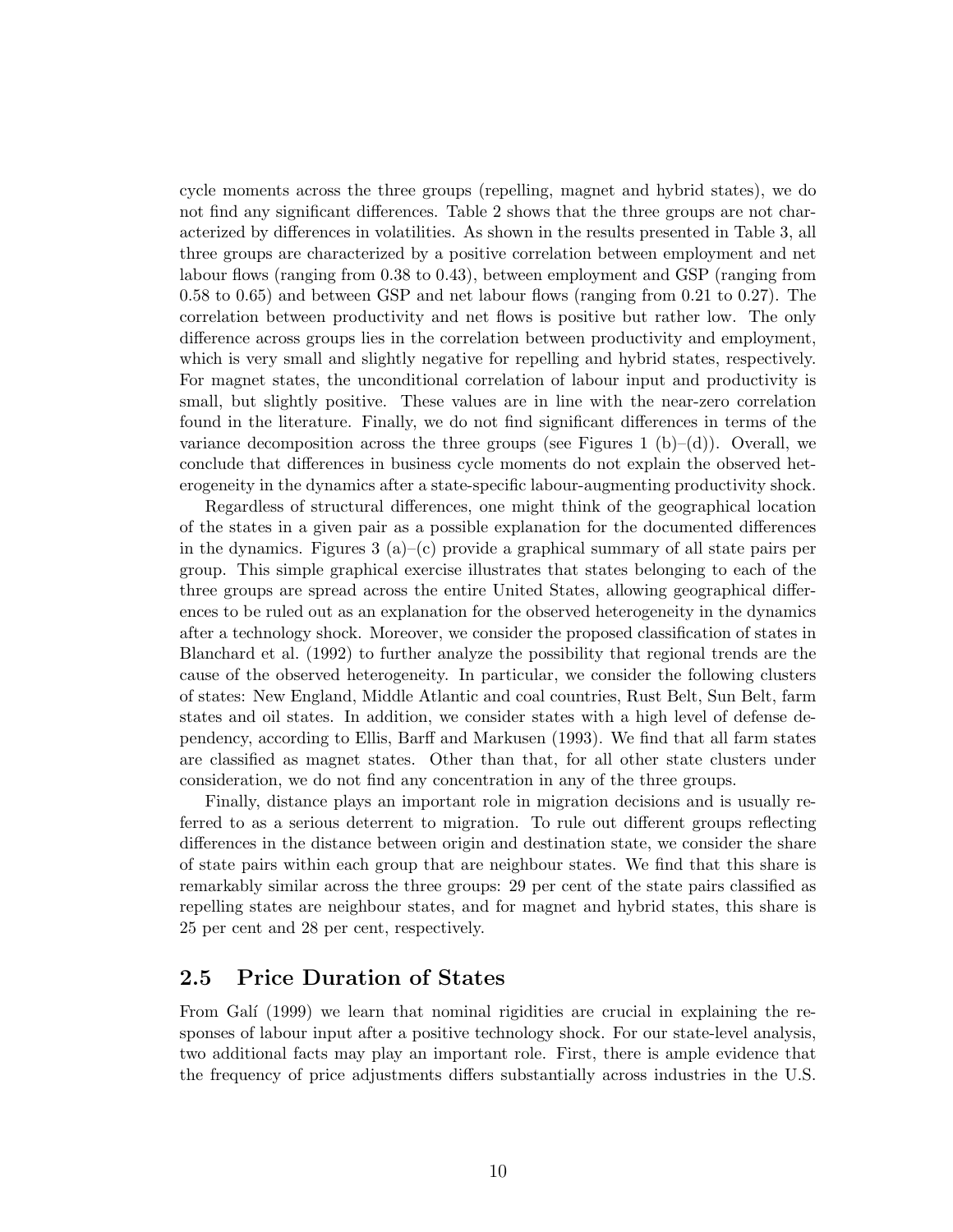cycle moments across the three groups (repelling, magnet and hybrid states), we do not find any significant differences. Table 2 shows that the three groups are not characterized by differences in volatilities. As shown in the results presented in Table 3, all three groups are characterized by a positive correlation between employment and net labour flows (ranging from 0.38 to 0.43), between employment and GSP (ranging from 0.58 to 0.65) and between GSP and net labour flows (ranging from 0.21 to 0.27). The correlation between productivity and net flows is positive but rather low. The only difference across groups lies in the correlation between productivity and employment, which is very small and slightly negative for repelling and hybrid states, respectively. For magnet states, the unconditional correlation of labour input and productivity is small, but slightly positive. These values are in line with the near-zero correlation found in the literature. Finally, we do not find significant differences in terms of the variance decomposition across the three groups (see Figures 1 (b)–(d)). Overall, we conclude that differences in business cycle moments do not explain the observed heterogeneity in the dynamics after a state-specific labour-augmenting productivity shock.

Regardless of structural differences, one might think of the geographical location of the states in a given pair as a possible explanation for the documented differences in the dynamics. Figures 3 (a)–(c) provide a graphical summary of all state pairs per group. This simple graphical exercise illustrates that states belonging to each of the three groups are spread across the entire United States, allowing geographical differences to be ruled out as an explanation for the observed heterogeneity in the dynamics after a technology shock. Moreover, we consider the proposed classification of states in Blanchard et al. (1992) to further analyze the possibility that regional trends are the cause of the observed heterogeneity. In particular, we consider the following clusters of states: New England, Middle Atlantic and coal countries, Rust Belt, Sun Belt, farm states and oil states. In addition, we consider states with a high level of defense dependency, according to Ellis, Barff and Markusen (1993). We find that all farm states are classified as magnet states. Other than that, for all other state clusters under consideration, we do not find any concentration in any of the three groups.

Finally, distance plays an important role in migration decisions and is usually referred to as a serious deterrent to migration. To rule out different groups reflecting differences in the distance between origin and destination state, we consider the share of state pairs within each group that are neighbour states. We find that this share is remarkably similar across the three groups: 29 per cent of the state pairs classified as repelling states are neighbour states, and for magnet and hybrid states, this share is 25 per cent and 28 per cent, respectively.

## 2.5 Price Duration of States

From Galí (1999) we learn that nominal rigidities are crucial in explaining the responses of labour input after a positive technology shock. For our state-level analysis, two additional facts may play an important role. First, there is ample evidence that the frequency of price adjustments differs substantially across industries in the U.S.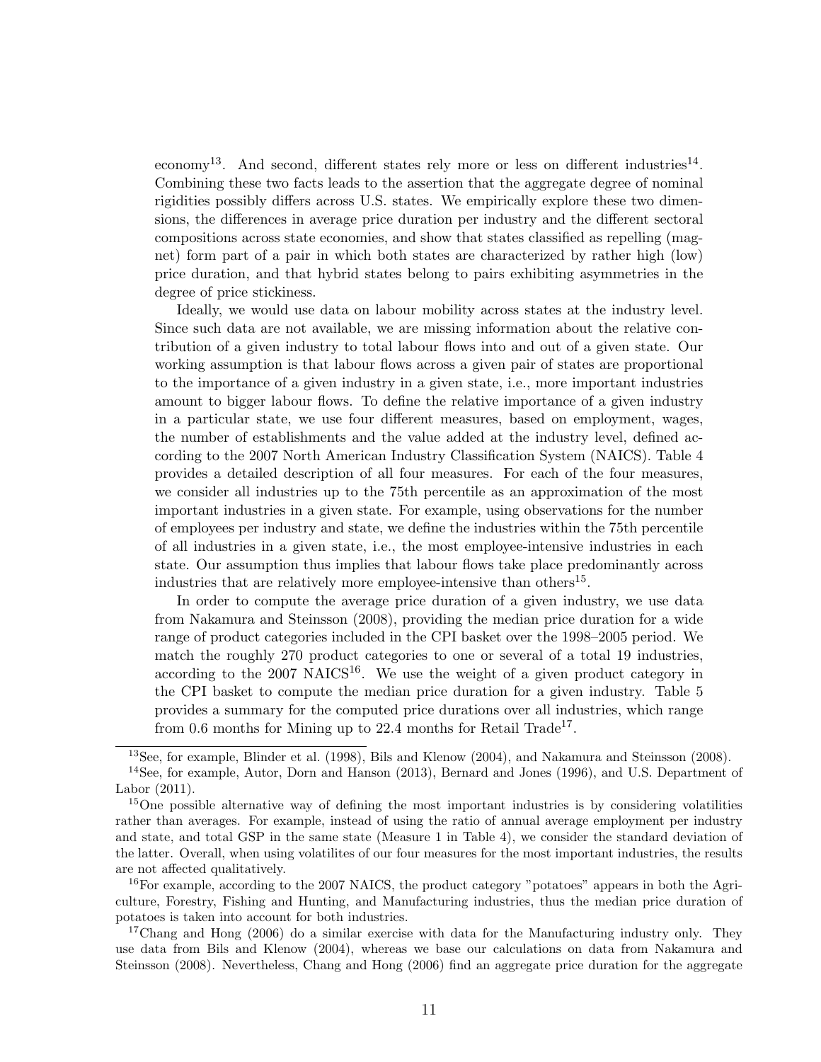economy[13]. And second, different states rely more or less on different industries[14]. Combining these two facts leads to the assertion that the aggregate degree of nominal rigidities possibly differs across U.S. states. We empirically explore these two dimensions, the differences in average price duration per industry and the different sectoral compositions across state economies, and show that states classified as repelling (magnet) form part of a pair in which both states are characterized by rather high (low) price duration, and that hybrid states belong to pairs exhibiting asymmetries in the degree of price stickiness.

Ideally, we would use data on labour mobility across states at the industry level. Since such data are not available, we are missing information about the relative contribution of a given industry to total labour flows into and out of a given state. Our working assumption is that labour flows across a given pair of states are proportional to the importance of a given industry in a given state, i.e., more important industries amount to bigger labour flows. To define the relative importance of a given industry in a particular state, we use four different measures, based on employment, wages, the number of establishments and the value added at the industry level, defined according to the 2007 North American Industry Classification System (NAICS). Table 4 provides a detailed description of all four measures. For each of the four measures, we consider all industries up to the 75th percentile as an approximation of the most important industries in a given state. For example, using observations for the number of employees per industry and state, we define the industries within the 75th percentile of all industries in a given state, i.e., the most employee-intensive industries in each state. Our assumption thus implies that labour flows take place predominantly across industries that are relatively more employee-intensive than others[15].

In order to compute the average price duration of a given industry, we use data from Nakamura and Steinsson (2008), providing the median price duration for a wide range of product categories included in the CPI basket over the 1998–2005 period. We match the roughly 270 product categories to one or several of a total 19 industries, according to the 2007 NAICS[16]. We use the weight of a given product category in the CPI basket to compute the median price duration for a given industry. Table 5 provides a summary for the computed price durations over all industries, which range from 0.6 months for Mining up to 22.4 months for Retail Trade[17].

---

[13] See, for example, Blinder et al. (1998), Bils and Klenow (2004), and Nakamura and Steinsson (2008).

[14] See, for example, Autor, Dorn and Hanson (2013), Bernard and Jones (1996), and U.S. Department of Labor (2011).

[15] One possible alternative way of defining the most important industries is by considering volatilities rather than averages. For example, instead of using the ratio of annual average employment per industry and state, and total GSP in the same state (Measure 1 in Table 4), we consider the standard deviation of the latter. Overall, when using volatilites of our four measures for the most important industries, the results are not affected qualitatively.

[16] For example, according to the 2007 NAICS, the product category "potatoes" appears in both the Agriculture, Forestry, Fishing and Hunting, and Manufacturing industries, thus the median price duration of potatoes is taken into account for both industries.

[17] Chang and Hong (2006) do a similar exercise with data for the Manufacturing industry only. They use data from Bils and Klenow (2004), whereas we base our calculations on data from Nakamura and Steinsson (2008). Nevertheless, Chang and Hong (2006) find an aggregate price duration for the aggregate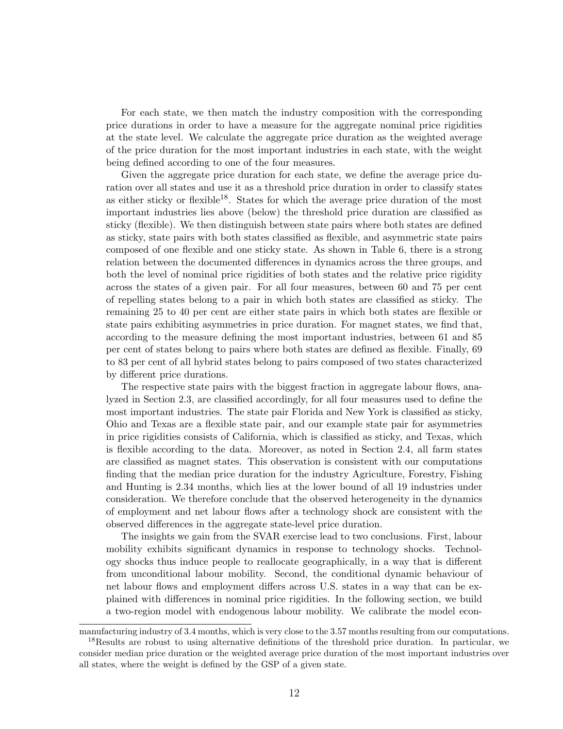For each state, we then match the industry composition with the corresponding price durations in order to have a measure for the aggregate nominal price rigidities at the state level. We calculate the aggregate price duration as the weighted average of the price duration for the most important industries in each state, with the weight being defined according to one of the four measures.

Given the aggregate price duration for each state, we define the average price duration over all states and use it as a threshold price duration in order to classify states as either sticky or flexible[18]. States for which the average price duration of the most important industries lies above (below) the threshold price duration are classified as sticky (flexible). We then distinguish between state pairs where both states are defined as sticky, state pairs with both states classified as flexible, and asymmetric state pairs composed of one flexible and one sticky state. As shown in Table 6, there is a strong relation between the documented differences in dynamics across the three groups, and both the level of nominal price rigidities of both states and the relative price rigidity across the states of a given pair. For all four measures, between 60 and 75 per cent of repelling states belong to a pair in which both states are classified as sticky. The remaining 25 to 40 per cent are either state pairs in which both states are flexible or state pairs exhibiting asymmetries in price duration. For magnet states, we find that, according to the measure defining the most important industries, between 61 and 85 per cent of states belong to pairs where both states are defined as flexible. Finally, 69 to 83 per cent of all hybrid states belong to pairs composed of two states characterized by different price durations.

The respective state pairs with the biggest fraction in aggregate labour flows, analyzed in Section 2.3, are classified accordingly, for all four measures used to define the most important industries. The state pair Florida and New York is classified as sticky, Ohio and Texas are a flexible state pair, and our example state pair for asymmetries in price rigidities consists of California, which is classified as sticky, and Texas, which is flexible according to the data. Moreover, as noted in Section 2.4, all farm states are classified as magnet states. This observation is consistent with our computations finding that the median price duration for the industry Agriculture, Forestry, Fishing and Hunting is 2.34 months, which lies at the lower bound of all 19 industries under consideration. We therefore conclude that the observed heterogeneity in the dynamics of employment and net labour flows after a technology shock are consistent with the observed differences in the aggregate state-level price duration.

The insights we gain from the SVAR exercise lead to two conclusions. First, labour mobility exhibits significant dynamics in response to technology shocks. Technology shocks thus induce people to reallocate geographically, in a way that is different from unconditional labour mobility. Second, the conditional dynamic behaviour of net labour flows and employment differs across U.S. states in a way that can be explained with differences in nominal price rigidities. In the following section, we build a two-region model with endogenous labour mobility. We calibrate the model econ-

manufacturing industry of 3.4 months, which is very close to the 3.57 months resulting from our computations.

[18] Results are robust to using alternative definitions of the threshold price duration. In particular, we consider median price duration or the weighted average price duration of the most important industries over all states, where the weight is defined by the GSP of a given state.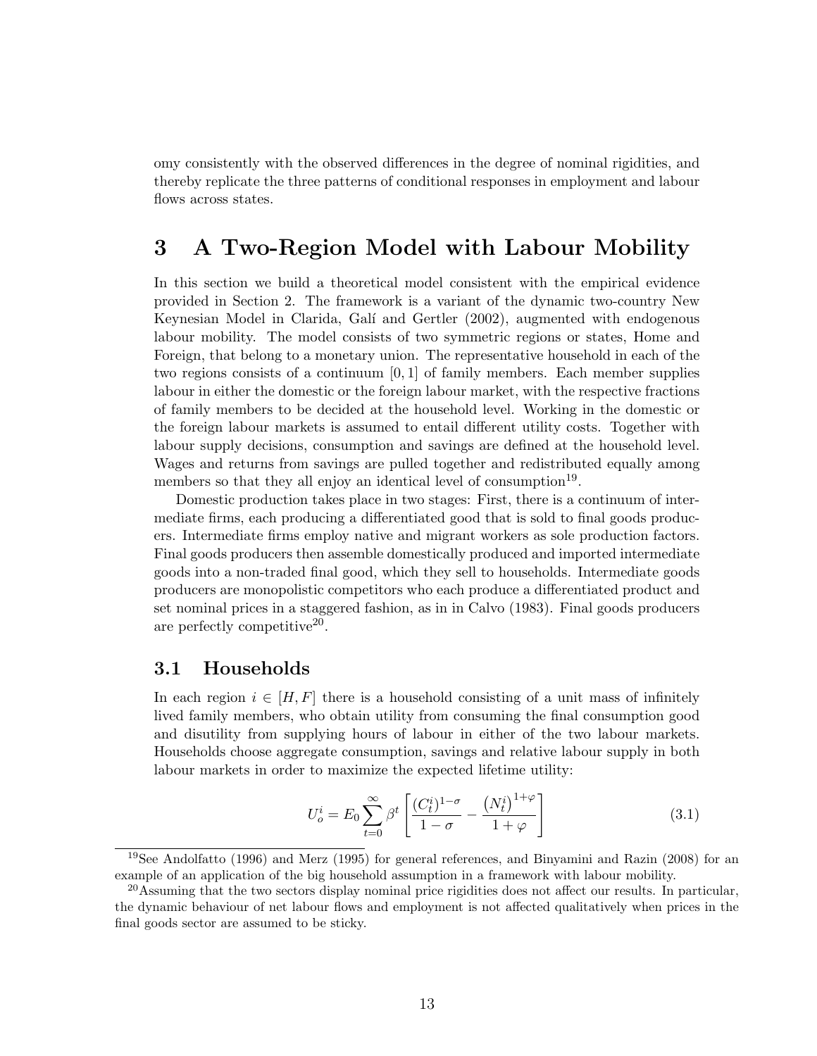omy consistently with the observed differences in the degree of nominal rigidities, and thereby replicate the three patterns of conditional responses in employment and labour flows across states.

# 3 A Two-Region Model with Labour Mobility

In this section we build a theoretical model consistent with the empirical evidence provided in Section 2. The framework is a variant of the dynamic two-country New Keynesian Model in Clarida, Galí and Gertler (2002), augmented with endogenous labour mobility. The model consists of two symmetric regions or states, Home and Foreign, that belong to a monetary union. The representative household in each of the two regions consists of a continuum $[0, 1]$ of family members. Each member supplies labour in either the domestic or the foreign labour market, with the respective fractions of family members to be decided at the household level. Working in the domestic or the foreign labour markets is assumed to entail different utility costs. Together with labour supply decisions, consumption and savings are defined at the household level. Wages and returns from savings are pulled together and redistributed equally among members so that they all enjoy an identical level of consumption[19].

Domestic production takes place in two stages: First, there is a continuum of intermediate firms, each producing a differentiated good that is sold to final goods producers. Intermediate firms employ native and migrant workers as sole production factors. Final goods producers then assemble domestically produced and imported intermediate goods into a non-traded final good, which they sell to households. Intermediate goods producers are monopolistic competitors who each produce a differentiated product and set nominal prices in a staggered fashion, as in in Calvo (1983). Final goods producers are perfectly competitive[20].

## 3.1 Households

In each region $i \in [H, F]$ there is a household consisting of a unit mass of infinitely lived family members, who obtain utility from consuming the final consumption good and disutility from supplying hours of labour in either of the two labour markets. Households choose aggregate consumption, savings and relative labour supply in both labour markets in order to maximize the expected lifetime utility:

$$U_o^i = E_0 \sum_{t=0}^{\infty} \beta^t \left[ \frac{(C_t^i)^{1-\sigma}}{1-\sigma} - \frac{\left(N_t^i\right)^{1+\varphi}}{1+\varphi} \right] \tag{3.1}$$

[19] See Andolfatto (1996) and Merz (1995) for general references, and Binyamini and Razin (2008) for an example of an application of the big household assumption in a framework with labour mobility.

[20] Assuming that the two sectors display nominal price rigidities does not affect our results. In particular, the dynamic behaviour of net labour flows and employment is not affected qualitatively when prices in the final goods sector are assumed to be sticky.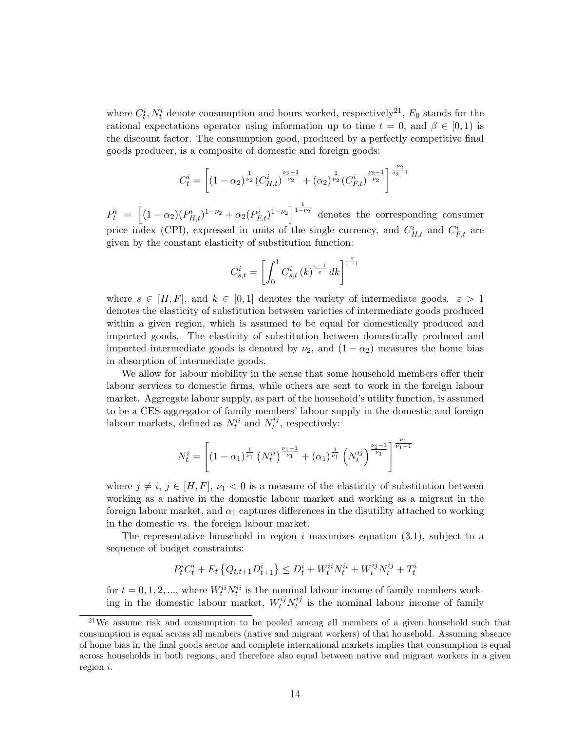where $C_t^i, N_t^i$ denote consumption and hours worked, respectively[21], $E_0$ stands for the rational expectations operator using information up to time $t = 0$, and $\beta \in [0, 1)$ is the discount factor. The consumption good, produced by a perfectly competitive final goods producer, is a composite of domestic and foreign goods:

$$C_t^i = \left[ (1-\alpha_2)^{\frac{1}{\nu_2}} (C_{H,t}^i)^{\frac{\nu_2 - 1}{\nu_2}} + (\alpha_2)^{\frac{1}{\nu_2}} (C_{F,t}^i)^{\frac{\nu_2 - 1}{\nu_2}} \right]^{\frac{\nu_2}{\nu_2 - 1}}$$

$P_t^i = \left[ (1-\alpha_2)(P_{H,t}^i)^{1-\nu_2} + \alpha_2 (P_{F,t}^i)^{1-\nu_2} \right]^{\frac{1}{1-\nu_2}}$ denotes the corresponding consumer price index (CPI), expressed in units of the single currency, and $C_{H,t}^i$ and $C_{F,t}^i$ are given by the constant elasticity of substitution function:

$$C_{s,t}^i = \left[ \int_0^1 C_{s,t}^i (k)^{\frac{\varepsilon - 1}{\varepsilon}} dk \right]^{\frac{\varepsilon}{\varepsilon - 1}}$$

where $s \in [H, F]$, and $k \in [0, 1]$ denotes the variety of intermediate goods. $\varepsilon > 1$ denotes the elasticity of substitution between varieties of intermediate goods produced within a given region, which is assumed to be equal for domestically produced and imported goods. The elasticity of substitution between domestically produced and imported intermediate goods is denoted by $\nu_2$, and $(1 - \alpha_2)$ measures the home bias in absorption of intermediate goods.

We allow for labour mobility in the sense that some household members offer their labour services to domestic firms, while others are sent to work in the foreign labour market. Aggregate labour supply, as part of the household's utility function, is assumed to be a CES-aggregator of family members' labour supply in the domestic and foreign labour markets, defined as $N_t^{ii}$ and $N_t^{ij}$, respectively:

$$N_t^i = \left[ (1-\alpha_1)^{\frac{1}{\nu_1}} \left( N_t^{ii} \right)^{\frac{\nu_1 - 1}{\nu_1}} + (\alpha_1)^{\frac{1}{\nu_1}} \left( N_t^{ij} \right)^{\frac{\nu_1 - 1}{\nu_1}} \right]^{\frac{\nu_1}{\nu_1 - 1}}$$

where $j \neq i$, $j \in [H, F]$, $\nu_1 < 0$ is a measure of the elasticity of substitution between working as a native in the domestic labour market and working as a migrant in the foreign labour market, and $\alpha_1$ captures differences in the disutility attached to working in the domestic vs. the foreign labour market.

The representative household in region $i$ maximizes equation (3.1), subject to a sequence of budget constraints:

$$P_t^i C_t^i + E_t \left\{ Q_{t,t+1} D_{t+1}^i \right\} \leq D_t^i + W_t^{ii} N_t^{ii} + W_t^{ij} N_t^{ij} + T_t^i$$

for $t = 0, 1, 2, ...$, where $W_t^{ii} N_t^{ii}$ is the nominal labour income of family members working in the domestic labour market, $W_t^{ij} N_t^{ij}$ is the nominal labour income of family

[21] We assume risk and consumption to be pooled among all members of a given household such that consumption is equal across all members (native and migrant workers) of that household. Assuming absence of home bias in the final goods sector and complete international markets implies that consumption is equal across households in both regions, and therefore also equal between native and migrant workers in a given region $i$.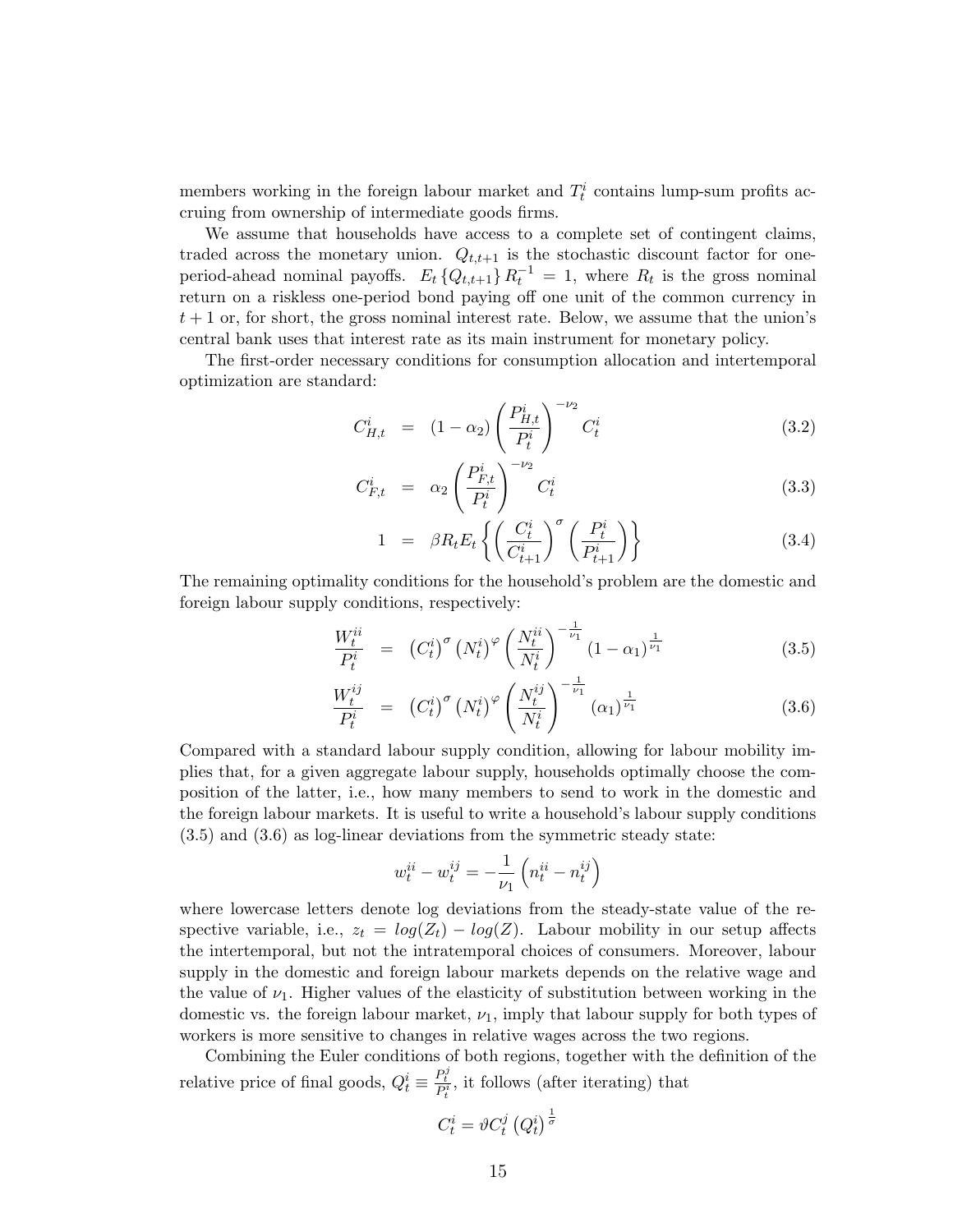members working in the foreign labour market and $T_t^i$ contains lump-sum profits accruing from ownership of intermediate goods firms.

We assume that households have access to a complete set of contingent claims, traded across the monetary union. $Q_{t,t+1}$ is the stochastic discount factor for one-period-ahead nominal payoffs. $E_t\{Q_{t,t+1}\}R_t^{-1} = 1$, where $R_t$ is the gross nominal return on a riskless one-period bond paying off one unit of the common currency in $t+1$ or, for short, the gross nominal interest rate. Below, we assume that the union's central bank uses that interest rate as its main instrument for monetary policy.

The first-order necessary conditions for consumption allocation and intertemporal optimization are standard:

$$C_{H,t}^i = (1-\alpha_2)\left(\frac{P_{H,t}^i}{P_t^i}\right)^{-\nu_2} C_t^i \tag{3.2}$$

$$C_{F,t}^i = \alpha_2\left(\frac{P_{F,t}^i}{P_t^i}\right)^{-\nu_2} C_t^i \tag{3.3}$$

$$1 = \beta R_t E_t\left\{\left(\frac{C_t^i}{C_{t+1}^i}\right)^{\sigma}\left(\frac{P_t^i}{P_{t+1}^i}\right)\right\} \tag{3.4}$$

The remaining optimality conditions for the household's problem are the domestic and foreign labour supply conditions, respectively:

$$\frac{W_t^{ii}}{P_t^i} = \left(C_t^i\right)^{\sigma}\left(N_t^i\right)^{\varphi}\left(\frac{N_t^{ii}}{N_t^i}\right)^{-\frac{1}{\nu_1}}(1-\alpha_1)^{\frac{1}{\nu_1}} \tag{3.5}$$

$$\frac{W_t^{ij}}{P_t^i} = \left(C_t^i\right)^{\sigma}\left(N_t^i\right)^{\varphi}\left(\frac{N_t^{ij}}{N_t^i}\right)^{-\frac{1}{\nu_1}}(\alpha_1)^{\frac{1}{\nu_1}} \tag{3.6}$$

Compared with a standard labour supply condition, allowing for labour mobility implies that, for a given aggregate labour supply, households optimally choose the composition of the latter, i.e., how many members to send to work in the domestic and the foreign labour markets. It is useful to write a household's labour supply conditions (3.5) and (3.6) as log-linear deviations from the symmetric steady state:

$$w_t^{ii} - w_t^{ij} = -\frac{1}{\nu_1}\left(n_t^{ii} - n_t^{ij}\right)$$

where lowercase letters denote log deviations from the steady-state value of the respective variable, i.e., $z_t = log(Z_t) - log(Z)$. Labour mobility in our setup affects the intertemporal, but not the intratemporal choices of consumers. Moreover, labour supply in the domestic and foreign labour markets depends on the relative wage and the value of $\nu_1$. Higher values of the elasticity of substitution between working in the domestic vs. the foreign labour market, $\nu_1$, imply that labour supply for both types of workers is more sensitive to changes in relative wages across the two regions.

Combining the Euler conditions of both regions, together with the definition of the relative price of final goods, $Q_t^i \equiv \frac{P_t^j}{P_t^i}$, it follows (after iterating) that

$$C_t^i = \vartheta C_t^j \left(Q_t^i\right)^{\frac{1}{\sigma}}$$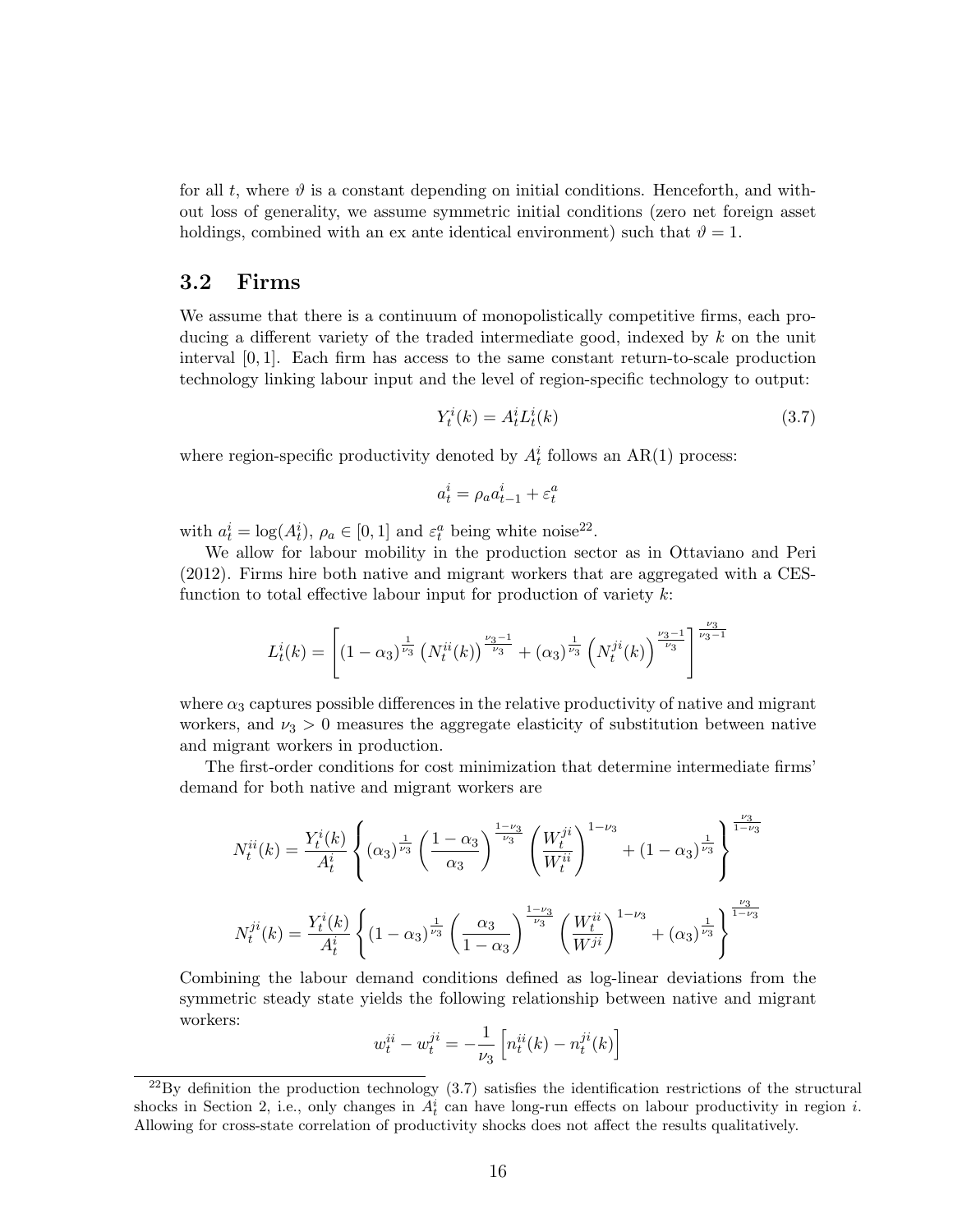for all $t$, where $\vartheta$ is a constant depending on initial conditions. Henceforth, and without loss of generality, we assume symmetric initial conditions (zero net foreign asset holdings, combined with an ex ante identical environment) such that $\vartheta = 1$.

## 3.2 Firms

We assume that there is a continuum of monopolistically competitive firms, each producing a different variety of the traded intermediate good, indexed by $k$ on the unit interval $[0, 1]$. Each firm has access to the same constant return-to-scale production technology linking labour input and the level of region-specific technology to output:

$$Y_t^i(k) = A_t^i L_t^i(k) \tag{3.7}$$

where region-specific productivity denoted by $A_t^i$ follows an AR(1) process:

$$a_t^i = \rho_a a_{t-1}^i + \varepsilon_t^a$$

with $a_t^i = \log(A_t^i)$, $\rho_a \in [0, 1]$ and $\varepsilon_t^a$ being white noise[22].

We allow for labour mobility in the production sector as in Ottaviano and Peri (2012). Firms hire both native and migrant workers that are aggregated with a CES-function to total effective labour input for production of variety $k$:

$$L_t^i(k) = \left[ (1 - \alpha_3)^{\frac{1}{\nu_3}} \left( N_t^{ii}(k) \right)^{\frac{\nu_3 - 1}{\nu_3}} + (\alpha_3)^{\frac{1}{\nu_3}} \left( N_t^{ji}(k) \right)^{\frac{\nu_3 - 1}{\nu_3}} \right]^{\frac{\nu_3}{\nu_3 - 1}}$$

where $\alpha_3$ captures possible differences in the relative productivity of native and migrant workers, and $\nu_3 > 0$ measures the aggregate elasticity of substitution between native and migrant workers in production.

The first-order conditions for cost minimization that determine intermediate firms' demand for both native and migrant workers are

$$N_t^{ii}(k) = \frac{Y_t^i(k)}{A_t^i} \left\{ (\alpha_3)^{\frac{1}{\nu_3}} \left( \frac{1 - \alpha_3}{\alpha_3} \right)^{\frac{1 - \nu_3}{\nu_3}} \left( \frac{W_t^{ji}}{W_t^{ii}} \right)^{1 - \nu_3} + (1 - \alpha_3)^{\frac{1}{\nu_3}} \right\}^{\frac{\nu_3}{1 - \nu_3}}$$

$$N_t^{ji}(k) = \frac{Y_t^i(k)}{A_t^i} \left\{ (1 - \alpha_3)^{\frac{1}{\nu_3}} \left( \frac{\alpha_3}{1 - \alpha_3} \right)^{\frac{1 - \nu_3}{\nu_3}} \left( \frac{W_t^{ii}}{W^{ji}} \right)^{1 - \nu_3} + (\alpha_3)^{\frac{1}{\nu_3}} \right\}^{\frac{\nu_3}{1 - \nu_3}}$$

Combining the labour demand conditions defined as log-linear deviations from the symmetric steady state yields the following relationship between native and migrant workers:

$$w_t^{ii} - w_t^{ji} = -\frac{1}{\nu_3} \left[ n_t^{ii}(k) - n_t^{ji}(k) \right]$$

[22] By definition the production technology (3.7) satisfies the identification restrictions of the structural shocks in Section 2, i.e., only changes in $A_t^i$ can have long-run effects on labour productivity in region $i$. Allowing for cross-state correlation of productivity shocks does not affect the results qualitatively.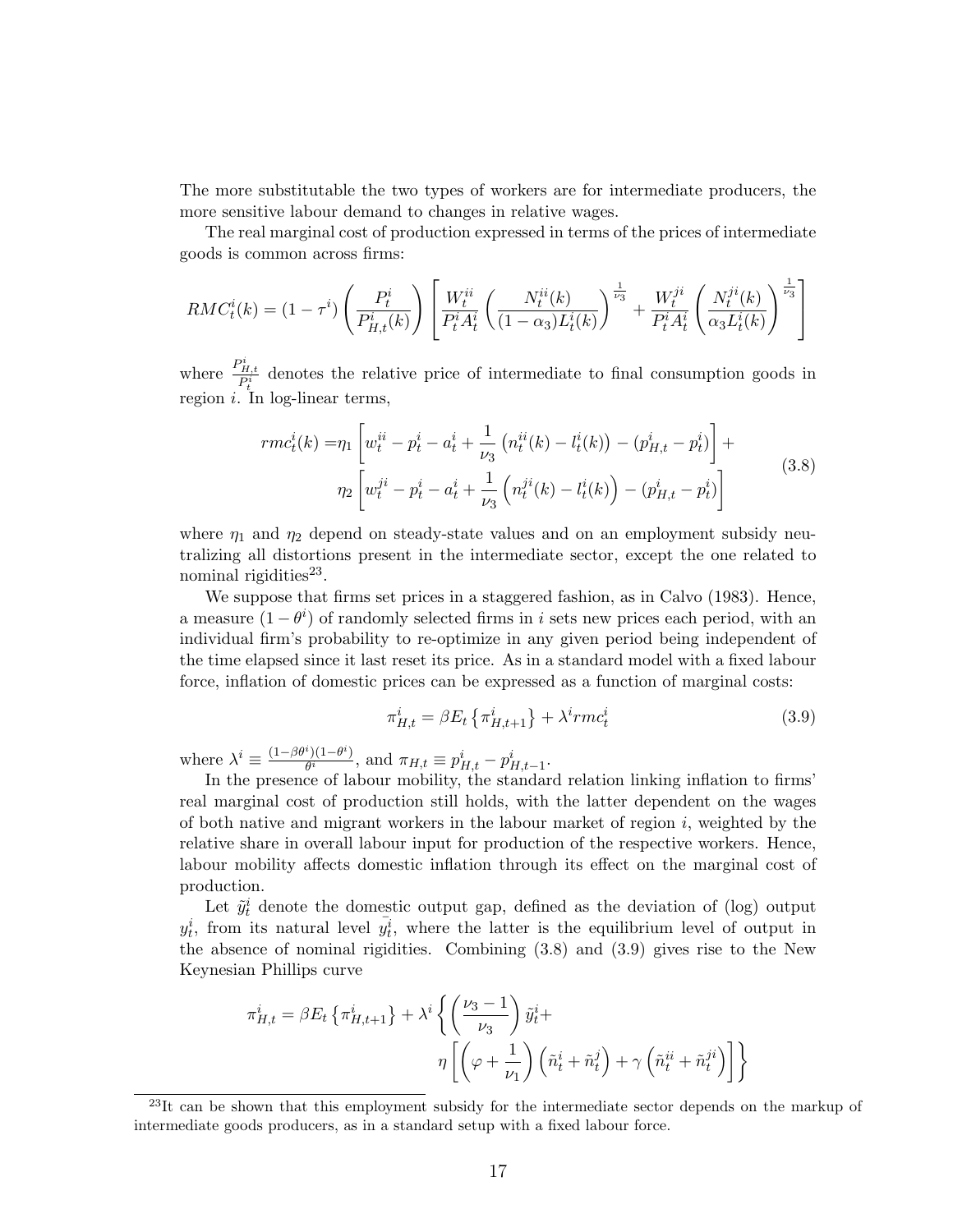The more substitutable the two types of workers are for intermediate producers, the more sensitive labour demand to changes in relative wages.

The real marginal cost of production expressed in terms of the prices of intermediate goods is common across firms:

$$RMC_t^i(k) = (1-\tau^i)\left(\frac{P_t^i}{P_{H,t}^i(k)}\right)\left[\frac{W_t^{ii}}{P_t^i A_t^i}\left(\frac{N_t^{ii}(k)}{(1-\alpha_3)L_t^i(k)}\right)^{\frac{1}{\nu_3}} + \frac{W_t^{ji}}{P_t^i A_t^i}\left(\frac{N_t^{ji}(k)}{\alpha_3 L_t^i(k)}\right)^{\frac{1}{\nu_3}}\right]$$

where $\frac{P_{H,t}^i}{P_t^i}$ denotes the relative price of intermediate to final consumption goods in region $i$. In log-linear terms,

$$\begin{aligned} rmc_t^i(k) =& \eta_1\left[w_t^{ii} - p_t^i - a_t^i + \frac{1}{\nu_3}\left(n_t^{ii}(k) - l_t^i(k)\right) - (p_{H,t}^i - p_t^i)\right] + \\ & \eta_2\left[w_t^{ji} - p_t^i - a_t^i + \frac{1}{\nu_3}\left(n_t^{ji}(k) - l_t^i(k)\right) - (p_{H,t}^i - p_t^i)\right] \end{aligned} \tag{3.8}$$

where $\eta_1$ and $\eta_2$ depend on steady-state values and on an employment subsidy neutralizing all distortions present in the intermediate sector, except the one related to nominal rigidities[23].

We suppose that firms set prices in a staggered fashion, as in Calvo (1983). Hence, a measure $(1-\theta^i)$ of randomly selected firms in $i$ sets new prices each period, with an individual firm's probability to re-optimize in any given period being independent of the time elapsed since it last reset its price. As in a standard model with a fixed labour force, inflation of domestic prices can be expressed as a function of marginal costs:

$$\pi_{H,t}^i = \beta E_t\left\{\pi_{H,t+1}^i\right\} + \lambda^i rmc_t^i \tag{3.9}$$

where $\lambda^i \equiv \frac{(1-\beta\theta^i)(1-\theta^i)}{\theta^i}$, and $\pi_{H,t} \equiv p_{H,t}^i - p_{H,t-1}^i$.

In the presence of labour mobility, the standard relation linking inflation to firms' real marginal cost of production still holds, with the latter dependent on the wages of both native and migrant workers in the labour market of region $i$, weighted by the relative share in overall labour input for production of the respective workers. Hence, labour mobility affects domestic inflation through its effect on the marginal cost of production.

Let $\tilde{y}_t^i$ denote the domestic output gap, defined as the deviation of (log) output $y_t^i$, from its natural level $\bar{y}_t^i$, where the latter is the equilibrium level of output in the absence of nominal rigidities. Combining (3.8) and (3.9) gives rise to the New Keynesian Phillips curve

$$\begin{aligned} \pi_{H,t}^i = \beta E_t\left\{\pi_{H,t+1}^i\right\} + \lambda^i \Bigg\{ & \left(\frac{\nu_3 - 1}{\nu_3}\right)\tilde{y}_t^i + \\ & \eta\left[\left(\varphi + \frac{1}{\nu_1}\right)\left(\tilde{n}_t^i + \tilde{n}_t^j\right) + \gamma\left(\tilde{n}_t^{ii} + \tilde{n}_t^{ji}\right)\right]\Bigg\} \end{aligned}$$

[23] It can be shown that this employment subsidy for the intermediate sector depends on the markup of intermediate goods producers, as in a standard setup with a fixed labour force.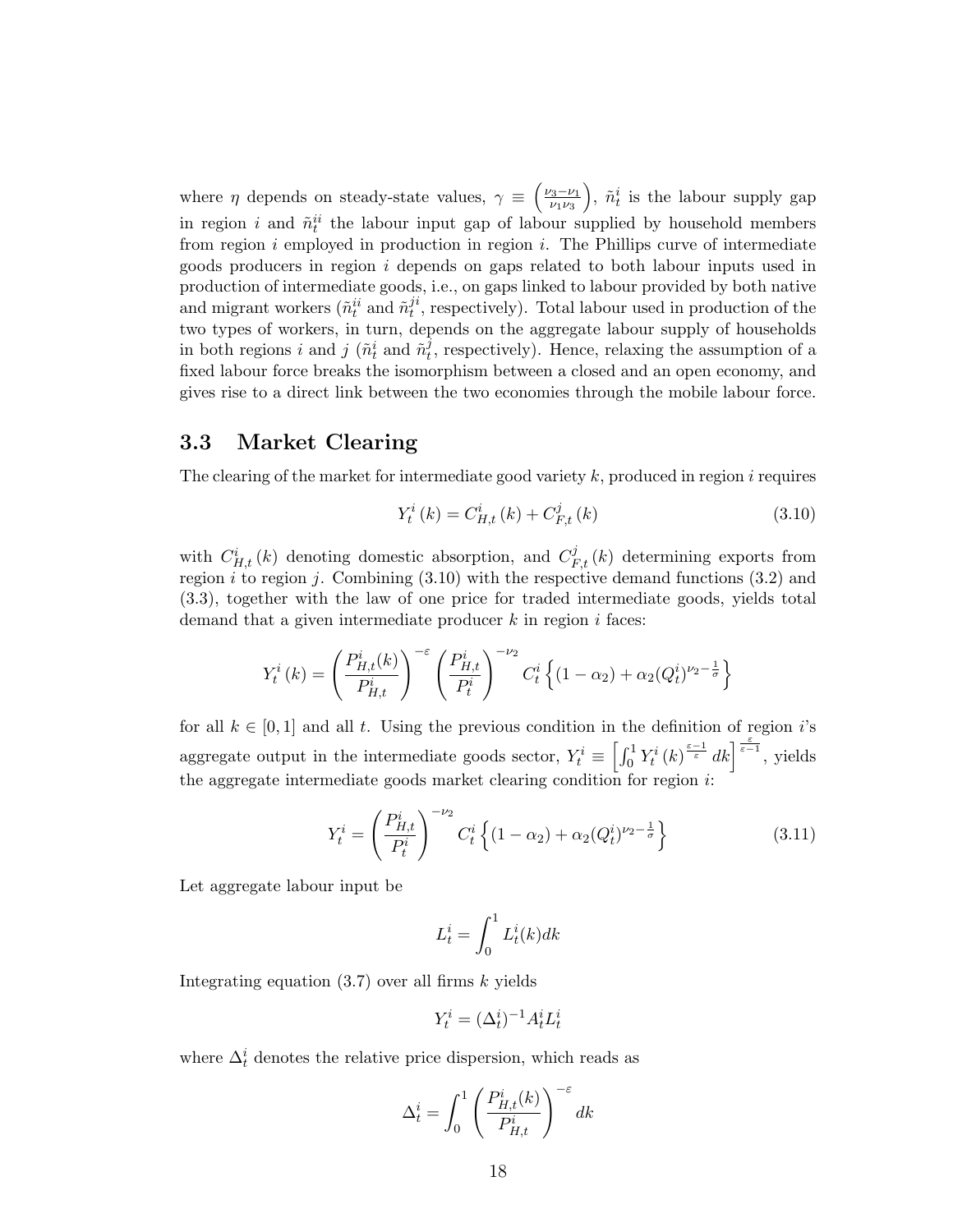where $\eta$ depends on steady-state values, $\gamma \equiv \left(\frac{\nu_3 - \nu_1}{\nu_1 \nu_3}\right)$, $\tilde{n}_t^i$ is the labour supply gap in region $i$ and $\tilde{n}_t^{ii}$ the labour input gap of labour supplied by household members from region $i$ employed in production in region $i$. The Phillips curve of intermediate goods producers in region $i$ depends on gaps related to both labour inputs used in production of intermediate goods, i.e., on gaps linked to labour provided by both native and migrant workers ($\tilde{n}_t^{ii}$ and $\tilde{n}_t^{ji}$, respectively). Total labour used in production of the two types of workers, in turn, depends on the aggregate labour supply of households in both regions $i$ and $j$ ($\tilde{n}_t^i$ and $\tilde{n}_t^j$, respectively). Hence, relaxing the assumption of a fixed labour force breaks the isomorphism between a closed and an open economy, and gives rise to a direct link between the two economies through the mobile labour force.

## 3.3 Market Clearing

The clearing of the market for intermediate good variety $k$, produced in region $i$ requires

$$Y_t^i(k) = C_{H,t}^i(k) + C_{F,t}^j(k) \tag{3.10}$$

with $C_{H,t}^i(k)$ denoting domestic absorption, and $C_{F,t}^j(k)$ determining exports from region $i$ to region $j$. Combining (3.10) with the respective demand functions (3.2) and (3.3), together with the law of one price for traded intermediate goods, yields total demand that a given intermediate producer $k$ in region $i$ faces:

$$Y_t^i(k) = \left(\frac{P_{H,t}^i(k)}{P_{H,t}^i}\right)^{-\varepsilon} \left(\frac{P_{H,t}^i}{P_t^i}\right)^{-\nu_2} C_t^i \left\{(1-\alpha_2) + \alpha_2 (Q_t^i)^{\nu_2 - \frac{1}{\sigma}}\right\}$$

for all $k \in [0,1]$ and all $t$. Using the previous condition in the definition of region $i$'s aggregate output in the intermediate goods sector, $Y_t^i \equiv \left[\int_0^1 Y_t^i(k)^{\frac{\varepsilon-1}{\varepsilon}} dk\right]^{\frac{\varepsilon}{\varepsilon-1}}$, yields the aggregate intermediate goods market clearing condition for region $i$:

$$Y_t^i = \left(\frac{P_{H,t}^i}{P_t^i}\right)^{-\nu_2} C_t^i \left\{(1-\alpha_2) + \alpha_2 (Q_t^i)^{\nu_2 - \frac{1}{\sigma}}\right\} \tag{3.11}$$

Let aggregate labour input be

$$L_t^i = \int_0^1 L_t^i(k) dk$$

Integrating equation (3.7) over all firms $k$ yields

$$Y_t^i = (\Delta_t^i)^{-1} A_t^i L_t^i$$

where $\Delta_t^i$ denotes the relative price dispersion, which reads as

$$\Delta_t^i = \int_0^1 \left(\frac{P_{H,t}^i(k)}{P_{H,t}^i}\right)^{-\varepsilon} dk$$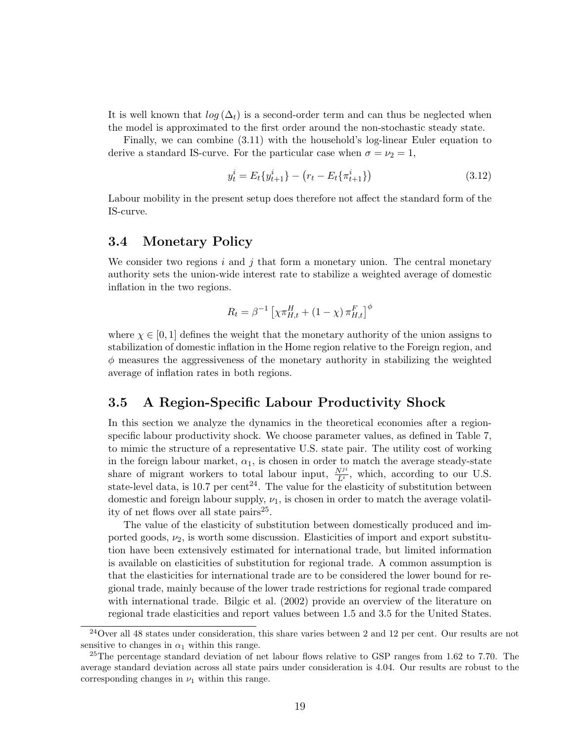It is well known that $log\left(\Delta_t\right)$ is a second-order term and can thus be neglected when the model is approximated to the first order around the non-stochastic steady state.

Finally, we can combine (3.11) with the household's log-linear Euler equation to derive a standard IS-curve. For the particular case when $\sigma = \nu_2 = 1$,

$$y_t^i = E_t\{y_{t+1}^i\} - \left(r_t - E_t\{\pi_{t+1}^i\}\right) \tag{3.12}$$

Labour mobility in the present setup does therefore not affect the standard form of the IS-curve.

## 3.4 Monetary Policy

We consider two regions $i$ and $j$ that form a monetary union. The central monetary authority sets the union-wide interest rate to stabilize a weighted average of domestic inflation in the two regions.

$$R_t = \beta^{-1}\left[\chi \pi_{H,t}^H + (1-\chi)\,\pi_{H,t}^F\right]^{\phi}$$

where $\chi \in [0,1]$ defines the weight that the monetary authority of the union assigns to stabilization of domestic inflation in the Home region relative to the Foreign region, and $\phi$ measures the aggressiveness of the monetary authority in stabilizing the weighted average of inflation rates in both regions.

## 3.5 A Region-Specific Labour Productivity Shock

In this section we analyze the dynamics in the theoretical economies after a region-specific labour productivity shock. We choose parameter values, as defined in Table 7, to mimic the structure of a representative U.S. state pair. The utility cost of working in the foreign labour market, $\alpha_1$, is chosen in order to match the average steady-state share of migrant workers to total labour input, $\frac{N^{ji}}{L^i}$, which, according to our U.S. state-level data, is 10.7 per cent[24]. The value for the elasticity of substitution between domestic and foreign labour supply, $\nu_1$, is chosen in order to match the average volatility of net flows over all state pairs[25].

The value of the elasticity of substitution between domestically produced and imported goods, $\nu_2$, is worth some discussion. Elasticities of import and export substitution have been extensively estimated for international trade, but limited information is available on elasticities of substitution for regional trade. A common assumption is that the elasticities for international trade are to be considered the lower bound for regional trade, mainly because of the lower trade restrictions for regional trade compared with international trade. Bilgic et al. (2002) provide an overview of the literature on regional trade elasticities and report values between 1.5 and 3.5 for the United States.

[24] Over all 48 states under consideration, this share varies between 2 and 12 per cent. Our results are not sensitive to changes in $\alpha_1$ within this range.

[25] The percentage standard deviation of net labour flows relative to GSP ranges from 1.62 to 7.70. The average standard deviation across all state pairs under consideration is 4.04. Our results are robust to the corresponding changes in $\nu_1$ within this range.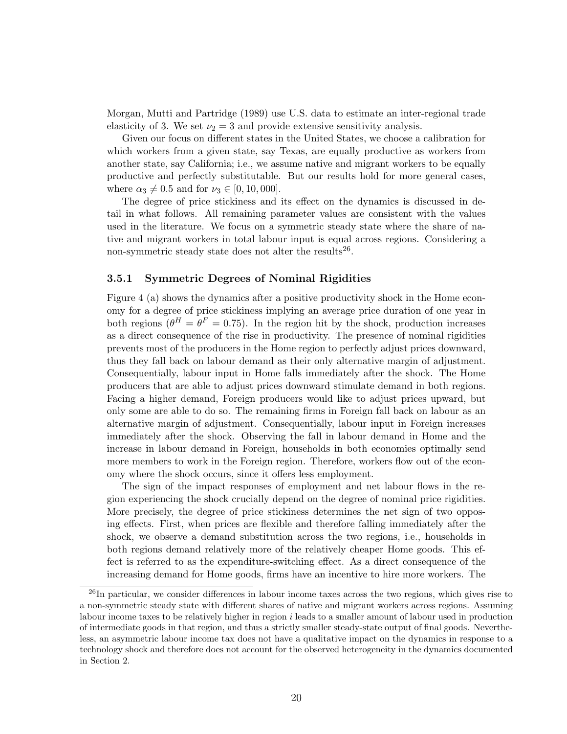Morgan, Mutti and Partridge (1989) use U.S. data to estimate an inter-regional trade elasticity of 3. We set $\nu_2 = 3$ and provide extensive sensitivity analysis.

Given our focus on different states in the United States, we choose a calibration for which workers from a given state, say Texas, are equally productive as workers from another state, say California; i.e., we assume native and migrant workers to be equally productive and perfectly substitutable. But our results hold for more general cases, where $\alpha_3 \neq 0.5$ and for $\nu_3 \in [0, 10, 000]$.

The degree of price stickiness and its effect on the dynamics is discussed in detail in what follows. All remaining parameter values are consistent with the values used in the literature. We focus on a symmetric steady state where the share of native and migrant workers in total labour input is equal across regions. Considering a non-symmetric steady state does not alter the results[26].

### 3.5.1 Symmetric Degrees of Nominal Rigidities

Figure 4 (a) shows the dynamics after a positive productivity shock in the Home economy for a degree of price stickiness implying an average price duration of one year in both regions ($\theta^H = \theta^F = 0.75$). In the region hit by the shock, production increases as a direct consequence of the rise in productivity. The presence of nominal rigidities prevents most of the producers in the Home region to perfectly adjust prices downward, thus they fall back on labour demand as their only alternative margin of adjustment. Consequentially, labour input in Home falls immediately after the shock. The Home producers that are able to adjust prices downward stimulate demand in both regions. Facing a higher demand, Foreign producers would like to adjust prices upward, but only some are able to do so. The remaining firms in Foreign fall back on labour as an alternative margin of adjustment. Consequentially, labour input in Foreign increases immediately after the shock. Observing the fall in labour demand in Home and the increase in labour demand in Foreign, households in both economies optimally send more members to work in the Foreign region. Therefore, workers flow out of the economy where the shock occurs, since it offers less employment.

The sign of the impact responses of employment and net labour flows in the region experiencing the shock crucially depend on the degree of nominal price rigidities. More precisely, the degree of price stickiness determines the net sign of two opposing effects. First, when prices are flexible and therefore falling immediately after the shock, we observe a demand substitution across the two regions, i.e., households in both regions demand relatively more of the relatively cheaper Home goods. This effect is referred to as the expenditure-switching effect. As a direct consequence of the increasing demand for Home goods, firms have an incentive to hire more workers. The

[26] In particular, we consider differences in labour income taxes across the two regions, which gives rise to a non-symmetric steady state with different shares of native and migrant workers across regions. Assuming labour income taxes to be relatively higher in region $i$ leads to a smaller amount of labour used in production of intermediate goods in that region, and thus a strictly smaller steady-state output of final goods. Nevertheless, an asymmetric labour income tax does not have a qualitative impact on the dynamics in response to a technology shock and therefore does not account for the observed heterogeneity in the dynamics documented in Section 2.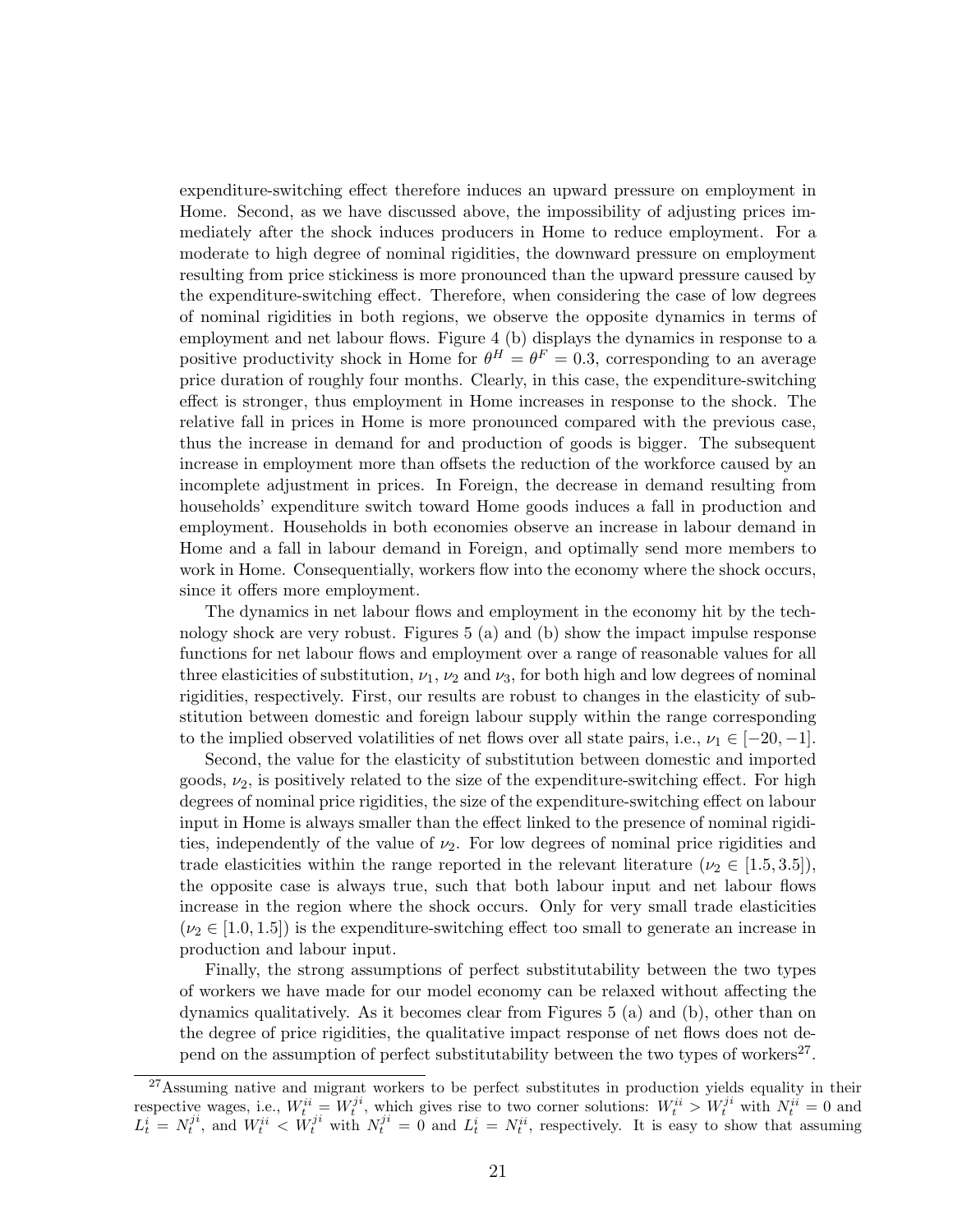expenditure-switching effect therefore induces an upward pressure on employment in Home. Second, as we have discussed above, the impossibility of adjusting prices immediately after the shock induces producers in Home to reduce employment. For a moderate to high degree of nominal rigidities, the downward pressure on employment resulting from price stickiness is more pronounced than the upward pressure caused by the expenditure-switching effect. Therefore, when considering the case of low degrees of nominal rigidities in both regions, we observe the opposite dynamics in terms of employment and net labour flows. Figure 4 (b) displays the dynamics in response to a positive productivity shock in Home for $\theta^H = \theta^F = 0.3$, corresponding to an average price duration of roughly four months. Clearly, in this case, the expenditure-switching effect is stronger, thus employment in Home increases in response to the shock. The relative fall in prices in Home is more pronounced compared with the previous case, thus the increase in demand for and production of goods is bigger. The subsequent increase in employment more than offsets the reduction of the workforce caused by an incomplete adjustment in prices. In Foreign, the decrease in demand resulting from households' expenditure switch toward Home goods induces a fall in production and employment. Households in both economies observe an increase in labour demand in Home and a fall in labour demand in Foreign, and optimally send more members to work in Home. Consequentially, workers flow into the economy where the shock occurs, since it offers more employment.

The dynamics in net labour flows and employment in the economy hit by the technology shock are very robust. Figures 5 (a) and (b) show the impact impulse response functions for net labour flows and employment over a range of reasonable values for all three elasticities of substitution, $\nu_1$, $\nu_2$ and $\nu_3$, for both high and low degrees of nominal rigidities, respectively. First, our results are robust to changes in the elasticity of substitution between domestic and foreign labour supply within the range corresponding to the implied observed volatilities of net flows over all state pairs, i.e., $\nu_1 \in [-20, -1]$.

Second, the value for the elasticity of substitution between domestic and imported goods, $\nu_2$, is positively related to the size of the expenditure-switching effect. For high degrees of nominal price rigidities, the size of the expenditure-switching effect on labour input in Home is always smaller than the effect linked to the presence of nominal rigidities, independently of the value of $\nu_2$. For low degrees of nominal price rigidities and trade elasticities within the range reported in the relevant literature ($\nu_2 \in [1.5, 3.5]$), the opposite case is always true, such that both labour input and net labour flows increase in the region where the shock occurs. Only for very small trade elasticities ($\nu_2 \in [1.0, 1.5]$) is the expenditure-switching effect too small to generate an increase in production and labour input.

Finally, the strong assumptions of perfect substitutability between the two types of workers we have made for our model economy can be relaxed without affecting the dynamics qualitatively. As it becomes clear from Figures 5 (a) and (b), other than on the degree of price rigidities, the qualitative impact response of net flows does not depend on the assumption of perfect substitutability between the two types of workers[27].

[27] Assuming native and migrant workers to be perfect substitutes in production yields equality in their respective wages, i.e., $W_t^{ii} = W_t^{ji}$, which gives rise to two corner solutions: $W_t^{ii} > W_t^{ji}$ with $N_t^{ii} = 0$ and $L_t^i = N_t^{ji}$, and $W_t^{ii} < W_t^{ji}$ with $N_t^{ji} = 0$ and $L_t^i = N_t^{ii}$, respectively. It is easy to show that assuming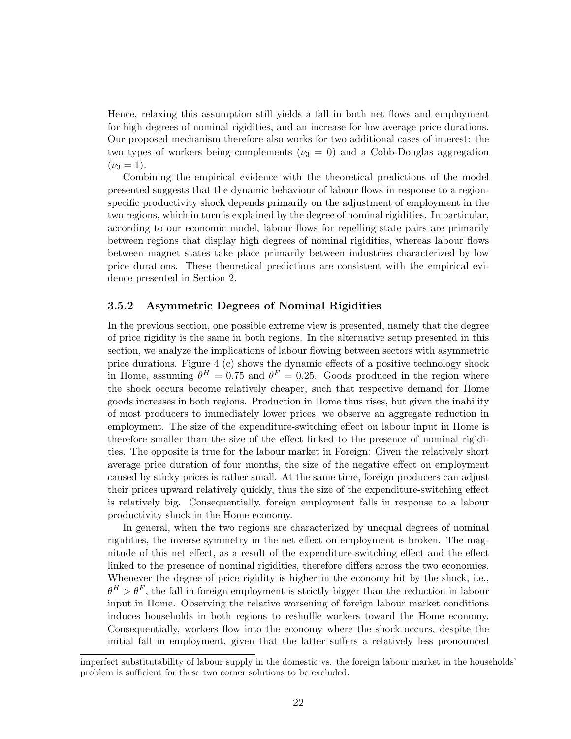Hence, relaxing this assumption still yields a fall in both net flows and employment for high degrees of nominal rigidities, and an increase for low average price durations. Our proposed mechanism therefore also works for two additional cases of interest: the two types of workers being complements ($\nu_3 = 0$) and a Cobb-Douglas aggregation ($\nu_3 = 1$).

Combining the empirical evidence with the theoretical predictions of the model presented suggests that the dynamic behaviour of labour flows in response to a region-specific productivity shock depends primarily on the adjustment of employment in the two regions, which in turn is explained by the degree of nominal rigidities. In particular, according to our economic model, labour flows for repelling state pairs are primarily between regions that display high degrees of nominal rigidities, whereas labour flows between magnet states take place primarily between industries characterized by low price durations. These theoretical predictions are consistent with the empirical evidence presented in Section 2.

### 3.5.2 Asymmetric Degrees of Nominal Rigidities

In the previous section, one possible extreme view is presented, namely that the degree of price rigidity is the same in both regions. In the alternative setup presented in this section, we analyze the implications of labour flowing between sectors with asymmetric price durations. Figure 4 (c) shows the dynamic effects of a positive technology shock in Home, assuming $\theta^H = 0.75$ and $\theta^F = 0.25$. Goods produced in the region where the shock occurs become relatively cheaper, such that respective demand for Home goods increases in both regions. Production in Home thus rises, but given the inability of most producers to immediately lower prices, we observe an aggregate reduction in employment. The size of the expenditure-switching effect on labour input in Home is therefore smaller than the size of the effect linked to the presence of nominal rigidities. The opposite is true for the labour market in Foreign: Given the relatively short average price duration of four months, the size of the negative effect on employment caused by sticky prices is rather small. At the same time, foreign producers can adjust their prices upward relatively quickly, thus the size of the expenditure-switching effect is relatively big. Consequentially, foreign employment falls in response to a labour productivity shock in the Home economy.

In general, when the two regions are characterized by unequal degrees of nominal rigidities, the inverse symmetry in the net effect on employment is broken. The magnitude of this net effect, as a result of the expenditure-switching effect and the effect linked to the presence of nominal rigidities, therefore differs across the two economies. Whenever the degree of price rigidity is higher in the economy hit by the shock, i.e., $\theta^H > \theta^F$, the fall in foreign employment is strictly bigger than the reduction in labour input in Home. Observing the relative worsening of foreign labour market conditions induces households in both regions to reshuffle workers toward the Home economy. Consequentially, workers flow into the economy where the shock occurs, despite the initial fall in employment, given that the latter suffers a relatively less pronounced

imperfect substitutability of labour supply in the domestic vs. the foreign labour market in the households' problem is sufficient for these two corner solutions to be excluded.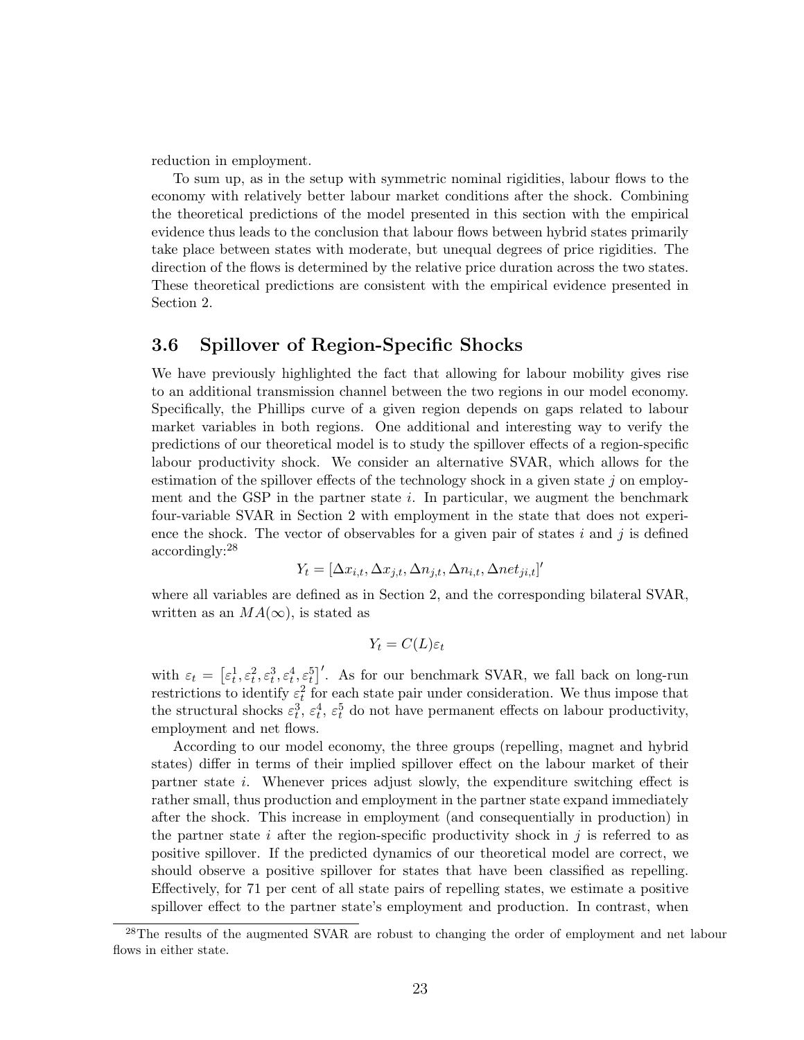reduction in employment.

To sum up, as in the setup with symmetric nominal rigidities, labour flows to the economy with relatively better labour market conditions after the shock. Combining the theoretical predictions of the model presented in this section with the empirical evidence thus leads to the conclusion that labour flows between hybrid states primarily take place between states with moderate, but unequal degrees of price rigidities. The direction of the flows is determined by the relative price duration across the two states. These theoretical predictions are consistent with the empirical evidence presented in Section 2.

### 3.6 Spillover of Region-Specific Shocks

We have previously highlighted the fact that allowing for labour mobility gives rise to an additional transmission channel between the two regions in our model economy. Specifically, the Phillips curve of a given region depends on gaps related to labour market variables in both regions. One additional and interesting way to verify the predictions of our theoretical model is to study the spillover effects of a region-specific labour productivity shock. We consider an alternative SVAR, which allows for the estimation of the spillover effects of the technology shock in a given state $j$ on employment and the GSP in the partner state $i$. In particular, we augment the benchmark four-variable SVAR in Section 2 with employment in the state that does not experience the shock. The vector of observables for a given pair of states $i$ and $j$ is defined accordingly:[28]

$$Y_t = [\Delta x_{i,t}, \Delta x_{j,t}, \Delta n_{j,t}, \Delta n_{i,t}, \Delta net_{ji,t}]'$$

where all variables are defined as in Section 2, and the corresponding bilateral SVAR, written as an $MA(\infty)$, is stated as

$$Y_t = C(L)\varepsilon_t$$

with $\varepsilon_t = \left[\varepsilon_t^1, \varepsilon_t^2, \varepsilon_t^3, \varepsilon_t^4, \varepsilon_t^5\right]'$. As for our benchmark SVAR, we fall back on long-run restrictions to identify $\varepsilon_t^2$ for each state pair under consideration. We thus impose that the structural shocks $\varepsilon_t^3$, $\varepsilon_t^4$, $\varepsilon_t^5$ do not have permanent effects on labour productivity, employment and net flows.

According to our model economy, the three groups (repelling, magnet and hybrid states) differ in terms of their implied spillover effect on the labour market of their partner state $i$. Whenever prices adjust slowly, the expenditure switching effect is rather small, thus production and employment in the partner state expand immediately after the shock. This increase in employment (and consequentially in production) in the partner state $i$ after the region-specific productivity shock in $j$ is referred to as positive spillover. If the predicted dynamics of our theoretical model are correct, we should observe a positive spillover for states that have been classified as repelling. Effectively, for 71 per cent of all state pairs of repelling states, we estimate a positive spillover effect to the partner state's employment and production. In contrast, when

[28]The results of the augmented SVAR are robust to changing the order of employment and net labour flows in either state.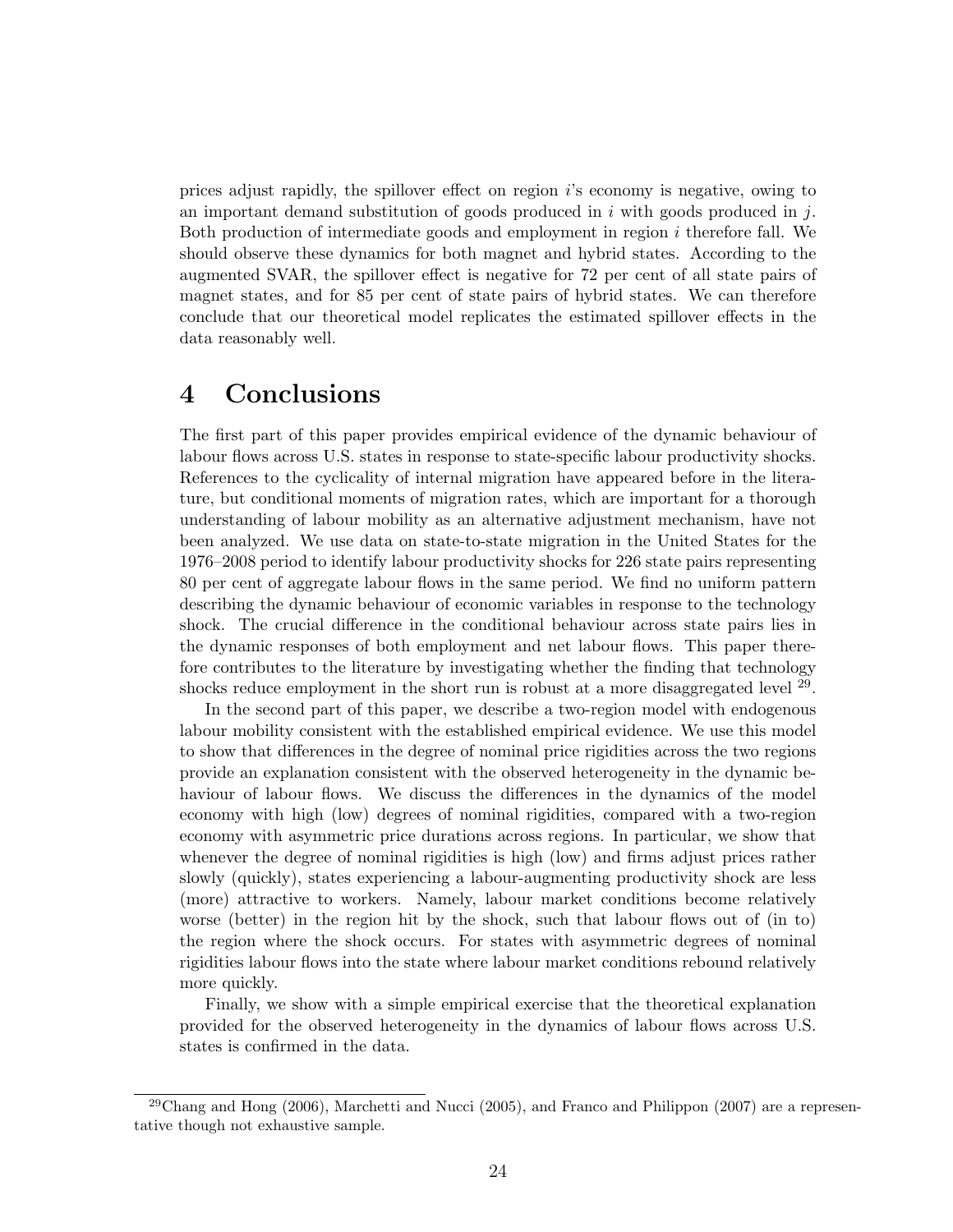prices adjust rapidly, the spillover effect on region $i$'s economy is negative, owing to an important demand substitution of goods produced in $i$ with goods produced in $j$. Both production of intermediate goods and employment in region $i$ therefore fall. We should observe these dynamics for both magnet and hybrid states. According to the augmented SVAR, the spillover effect is negative for 72 per cent of all state pairs of magnet states, and for 85 per cent of state pairs of hybrid states. We can therefore conclude that our theoretical model replicates the estimated spillover effects in the data reasonably well.

# 4 Conclusions

The first part of this paper provides empirical evidence of the dynamic behaviour of labour flows across U.S. states in response to state-specific labour productivity shocks. References to the cyclicality of internal migration have appeared before in the literature, but conditional moments of migration rates, which are important for a thorough understanding of labour mobility as an alternative adjustment mechanism, have not been analyzed. We use data on state-to-state migration in the United States for the 1976–2008 period to identify labour productivity shocks for 226 state pairs representing 80 per cent of aggregate labour flows in the same period. We find no uniform pattern describing the dynamic behaviour of economic variables in response to the technology shock. The crucial difference in the conditional behaviour across state pairs lies in the dynamic responses of both employment and net labour flows. This paper therefore contributes to the literature by investigating whether the finding that technology shocks reduce employment in the short run is robust at a more disaggregated level [29].

In the second part of this paper, we describe a two-region model with endogenous labour mobility consistent with the established empirical evidence. We use this model to show that differences in the degree of nominal price rigidities across the two regions provide an explanation consistent with the observed heterogeneity in the dynamic behaviour of labour flows. We discuss the differences in the dynamics of the model economy with high (low) degrees of nominal rigidities, compared with a two-region economy with asymmetric price durations across regions. In particular, we show that whenever the degree of nominal rigidities is high (low) and firms adjust prices rather slowly (quickly), states experiencing a labour-augmenting productivity shock are less (more) attractive to workers. Namely, labour market conditions become relatively worse (better) in the region hit by the shock, such that labour flows out of (in to) the region where the shock occurs. For states with asymmetric degrees of nominal rigidities labour flows into the state where labour market conditions rebound relatively more quickly.

Finally, we show with a simple empirical exercise that the theoretical explanation provided for the observed heterogeneity in the dynamics of labour flows across U.S. states is confirmed in the data.

[29] Chang and Hong (2006), Marchetti and Nucci (2005), and Franco and Philippon (2007) are a representative though not exhaustive sample.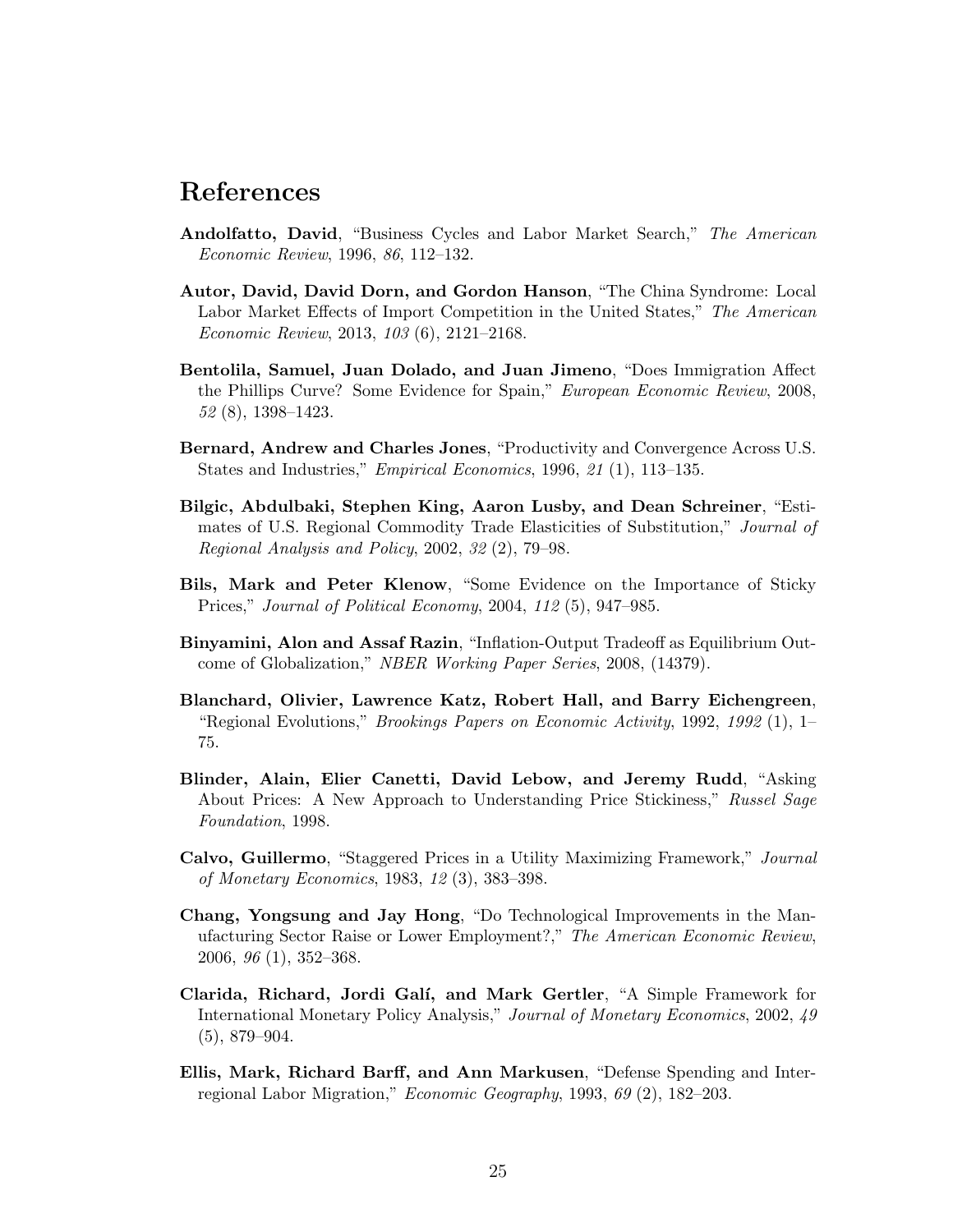# References

**Andolfatto, David**, "Business Cycles and Labor Market Search," *The American Economic Review*, 1996, *86*, 112–132.

**Autor, David, David Dorn, and Gordon Hanson**, "The China Syndrome: Local Labor Market Effects of Import Competition in the United States," *The American Economic Review*, 2013, *103* (6), 2121–2168.

**Bentolila, Samuel, Juan Dolado, and Juan Jimeno**, "Does Immigration Affect the Phillips Curve? Some Evidence for Spain," *European Economic Review*, 2008, *52* (8), 1398–1423.

**Bernard, Andrew and Charles Jones**, "Productivity and Convergence Across U.S. States and Industries," *Empirical Economics*, 1996, *21* (1), 113–135.

**Bilgic, Abdulbaki, Stephen King, Aaron Lusby, and Dean Schreiner**, "Estimates of U.S. Regional Commodity Trade Elasticities of Substitution," *Journal of Regional Analysis and Policy*, 2002, *32* (2), 79–98.

**Bils, Mark and Peter Klenow**, "Some Evidence on the Importance of Sticky Prices," *Journal of Political Economy*, 2004, *112* (5), 947–985.

**Binyamini, Alon and Assaf Razin**, "Inflation-Output Tradeoff as Equilibrium Outcome of Globalization," *NBER Working Paper Series*, 2008, (14379).

**Blanchard, Olivier, Lawrence Katz, Robert Hall, and Barry Eichengreen**, "Regional Evolutions," *Brookings Papers on Economic Activity*, 1992, *1992* (1), 1–75.

**Blinder, Alain, Elier Canetti, David Lebow, and Jeremy Rudd**, "Asking About Prices: A New Approach to Understanding Price Stickiness," *Russel Sage Foundation*, 1998.

**Calvo, Guillermo**, "Staggered Prices in a Utility Maximizing Framework," *Journal of Monetary Economics*, 1983, *12* (3), 383–398.

**Chang, Yongsung and Jay Hong**, "Do Technological Improvements in the Manufacturing Sector Raise or Lower Employment?," *The American Economic Review*, 2006, *96* (1), 352–368.

**Clarida, Richard, Jordi Galí, and Mark Gertler**, "A Simple Framework for International Monetary Policy Analysis," *Journal of Monetary Economics*, 2002, *49* (5), 879–904.

**Ellis, Mark, Richard Barff, and Ann Markusen**, "Defense Spending and Interregional Labor Migration," *Economic Geography*, 1993, *69* (2), 182–203.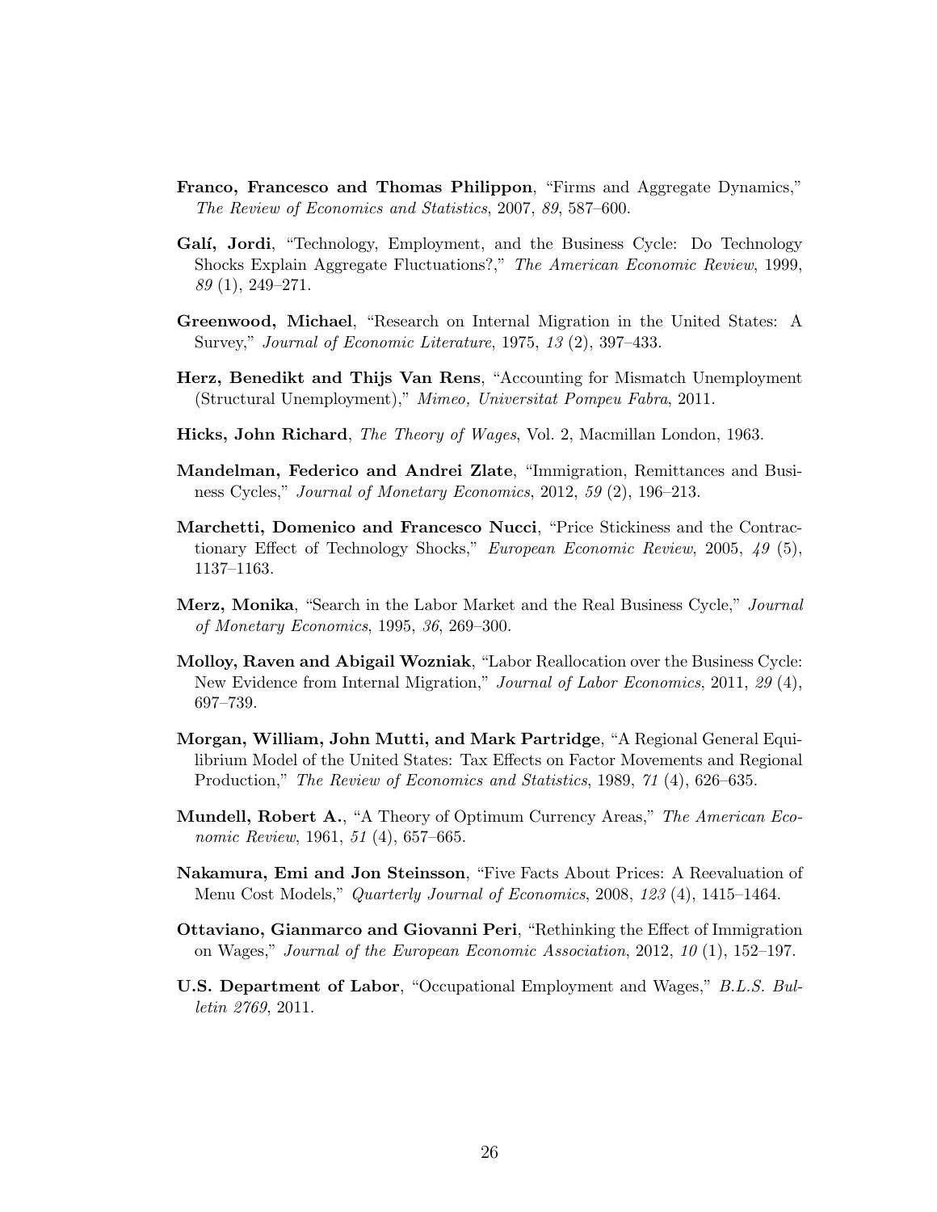**Franco, Francesco and Thomas Philippon**, "Firms and Aggregate Dynamics," *The Review of Economics and Statistics*, 2007, *89*, 587–600.

**Galí, Jordi**, "Technology, Employment, and the Business Cycle: Do Technology Shocks Explain Aggregate Fluctuations?," *The American Economic Review*, 1999, *89* (1), 249–271.

**Greenwood, Michael**, "Research on Internal Migration in the United States: A Survey," *Journal of Economic Literature*, 1975, *13* (2), 397–433.

**Herz, Benedikt and Thijs Van Rens**, "Accounting for Mismatch Unemployment (Structural Unemployment)," *Mimeo, Universitat Pompeu Fabra*, 2011.

**Hicks, John Richard**, *The Theory of Wages*, Vol. 2, Macmillan London, 1963.

**Mandelman, Federico and Andrei Zlate**, "Immigration, Remittances and Business Cycles," *Journal of Monetary Economics*, 2012, *59* (2), 196–213.

**Marchetti, Domenico and Francesco Nucci**, "Price Stickiness and the Contractionary Effect of Technology Shocks," *European Economic Review*, 2005, *49* (5), 1137–1163.

**Merz, Monika**, "Search in the Labor Market and the Real Business Cycle," *Journal of Monetary Economics*, 1995, *36*, 269–300.

**Molloy, Raven and Abigail Wozniak**, "Labor Reallocation over the Business Cycle: New Evidence from Internal Migration," *Journal of Labor Economics*, 2011, *29* (4), 697–739.

**Morgan, William, John Mutti, and Mark Partridge**, "A Regional General Equilibrium Model of the United States: Tax Effects on Factor Movements and Regional Production," *The Review of Economics and Statistics*, 1989, *71* (4), 626–635.

**Mundell, Robert A.**, "A Theory of Optimum Currency Areas," *The American Economic Review*, 1961, *51* (4), 657–665.

**Nakamura, Emi and Jon Steinsson**, "Five Facts About Prices: A Reevaluation of Menu Cost Models," *Quarterly Journal of Economics*, 2008, *123* (4), 1415–1464.

**Ottaviano, Gianmarco and Giovanni Peri**, "Rethinking the Effect of Immigration on Wages," *Journal of the European Economic Association*, 2012, *10* (1), 152–197.

**U.S. Department of Labor**, "Occupational Employment and Wages," *B.L.S. Bulletin 2769*, 2011.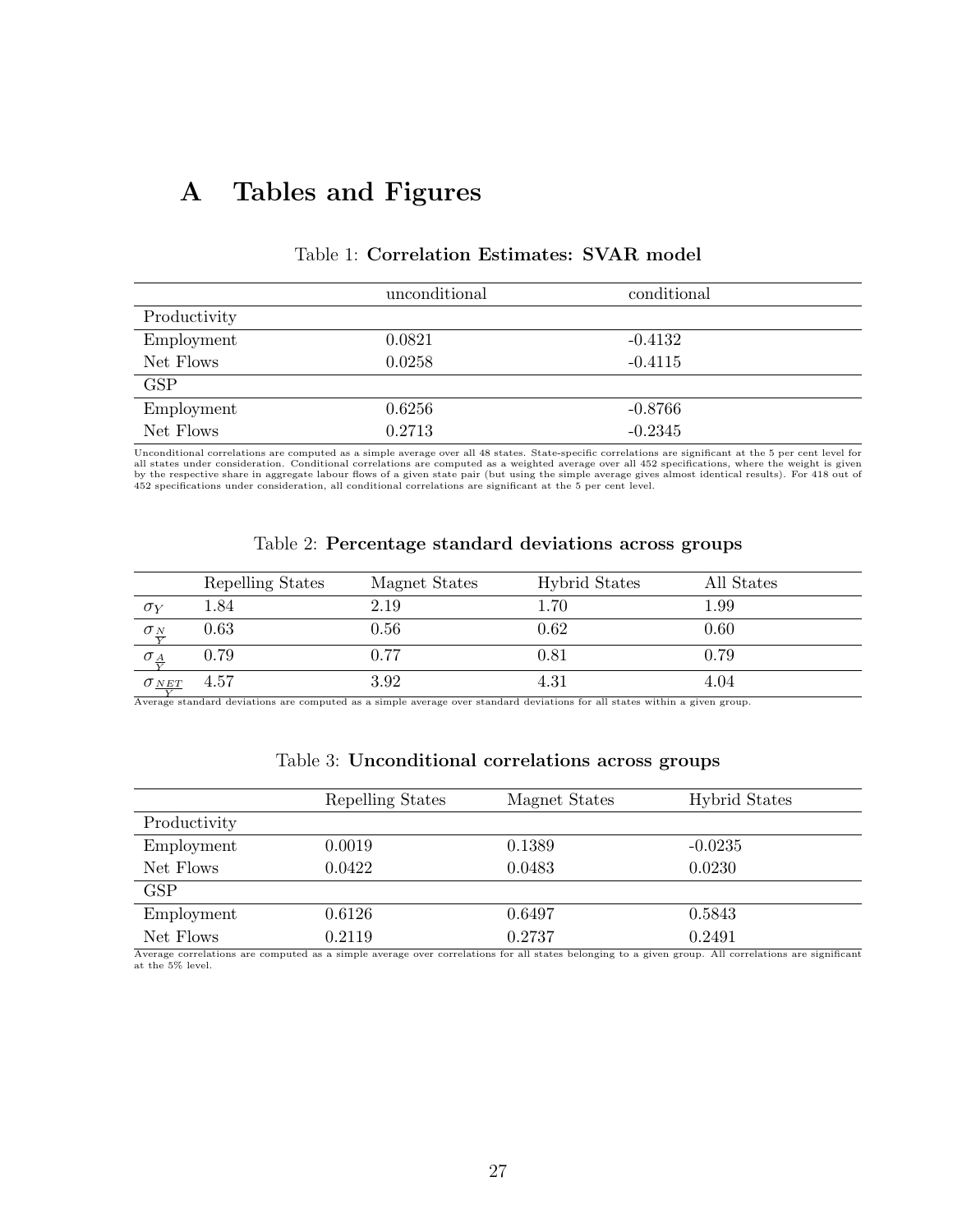# A Tables and Figures

Table 1: **Correlation Estimates: SVAR model**

| | unconditional | conditional |
|---|---|---|
| Productivity | | |
| Employment | 0.0821 | -0.4132 |
| Net Flows | 0.0258 | -0.4115 |
| GSP | | |
| Employment | 0.6256 | -0.8766 |
| Net Flows | 0.2713 | -0.2345 |

Unconditional correlations are computed as a simple average over all 48 states. State-specific correlations are significant at the 5 per cent level for all states under consideration. Conditional correlations are computed as a weighted average over all 452 specifications, where the weight is given by the respective share in aggregate labour flows of a given state pair (but using the simple average gives almost identical results). For 418 out of 452 specifications under consideration, all conditional correlations are significant at the 5 per cent level.

Table 2: **Percentage standard deviations across groups**

| | Repelling States | Magnet States | Hybrid States | All States |
|---|---|---|---|---|
| $\sigma_Y$ | 1.84 | 2.19 | 1.70 | 1.99 |
| $\sigma_{\frac{N}{Y}}$ | 0.63 | 0.56 | 0.62 | 0.60 |
| $\sigma_{\frac{A}{Y}}$ | 0.79 | 0.77 | 0.81 | 0.79 |
| $\sigma_{\frac{NET}{Y}}$ | 4.57 | 3.92 | 4.31 | 4.04 |

Average standard deviations are computed as a simple average over standard deviations for all states within a given group.

Table 3: **Unconditional correlations across groups**

| | Repelling States | Magnet States | Hybrid States |
|---|---|---|---|
| Productivity | | | |
| Employment | 0.0019 | 0.1389 | -0.0235 |
| Net Flows | 0.0422 | 0.0483 | 0.0230 |
| GSP | | | |
| Employment | 0.6126 | 0.6497 | 0.5843 |
| Net Flows | 0.2119 | 0.2737 | 0.2491 |

Average correlations are computed as a simple average over correlations for all states belonging to a given group. All correlations are significant at the 5% level.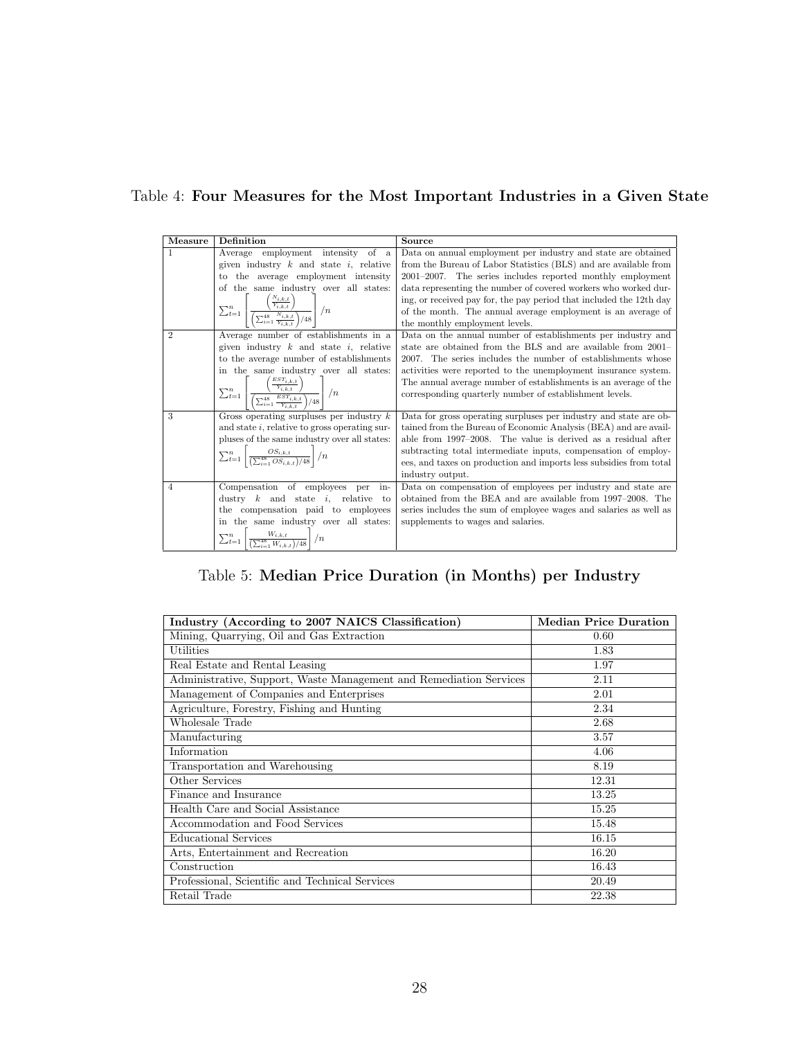Table 4: **Four Measures for the Most Important Industries in a Given State**

| Measure | Definition | Source |
|---|---|---|
| 1 | Average employment intensity of a given industry $k$ and state $i$, relative to the average employment intensity of the same industry over all states: $\sum_{t=1}^{n} \left[ \frac{\left(\frac{N_{i,k,t}}{Y_{i,k,t}}\right)}{\left(\sum_{i=1}^{48} \frac{N_{i,k,t}}{Y_{i,k,t}}\right)/48} \right] /n$ | Data on annual employment per industry and state are obtained from the Bureau of Labor Statistics (BLS) and are available from 2001–2007. The series includes reported monthly employment data representing the number of covered workers who worked during, or received pay for, the pay period that included the 12th day of the month. The annual average employment is an average of the monthly employment levels. |
| 2 | Average number of establishments in a given industry $k$ and state $i$, relative to the average number of establishments in the same industry over all states: $\sum_{t=1}^{n} \left[ \frac{\left(\frac{EST_{i,k,t}}{Y_{i,k,t}}\right)}{\left(\sum_{i=1}^{48} \frac{EST_{i,k,t}}{Y_{i,k,t}}\right)/48} \right] /n$ | Data on the annual number of establishments per industry and state are obtained from the BLS and are available from 2001–2007. The series includes the number of establishments whose activities were reported to the unemployment insurance system. The annual average number of establishments is an average of the corresponding quarterly number of establishment levels. |
| 3 | Gross operating surpluses per industry $k$ and state $i$, relative to gross operating surpluses of the same industry over all states: $\sum_{t=1}^{n} \left[ \frac{OS_{i,k,t}}{\left(\sum_{i=1}^{48} OS_{i,k,t}\right)/48} \right] /n$ | Data for gross operating surpluses per industry and state are obtained from the Bureau of Economic Analysis (BEA) and are available from 1997–2008. The value is derived as a residual after subtracting total intermediate inputs, compensation of employees, and taxes on production and imports less subsidies from total industry output. |
| 4 | Compensation of employees per industry $k$ and state $i$, relative to the compensation paid to employees in the same industry over all states: $\sum_{t=1}^{n} \left[ \frac{W_{i,k,t}}{\left(\sum_{i=1}^{48} W_{i,k,t}\right)/48} \right] /n$ | Data on compensation of employees per industry and state are obtained from the BEA and are available from 1997–2008. The series includes the sum of employee wages and salaries as well as supplements to wages and salaries. |

Table 5: **Median Price Duration (in Months) per Industry**

| Industry (According to 2007 NAICS Classification) | Median Price Duration |
|---|---|
| Mining, Quarrying, Oil and Gas Extraction | 0.60 |
| Utilities | 1.83 |
| Real Estate and Rental Leasing | 1.97 |
| Administrative, Support, Waste Management and Remediation Services | 2.11 |
| Management of Companies and Enterprises | 2.01 |
| Agriculture, Forestry, Fishing and Hunting | 2.34 |
| Wholesale Trade | 2.68 |
| Manufacturing | 3.57 |
| Information | 4.06 |
| Transportation and Warehousing | 8.19 |
| Other Services | 12.31 |
| Finance and Insurance | 13.25 |
| Health Care and Social Assistance | 15.25 |
| Accommodation and Food Services | 15.48 |
| Educational Services | 16.15 |
| Arts, Entertainment and Recreation | 16.20 |
| Construction | 16.43 |
| Professional, Scientific and Technical Services | 20.49 |
| Retail Trade | 22.38 |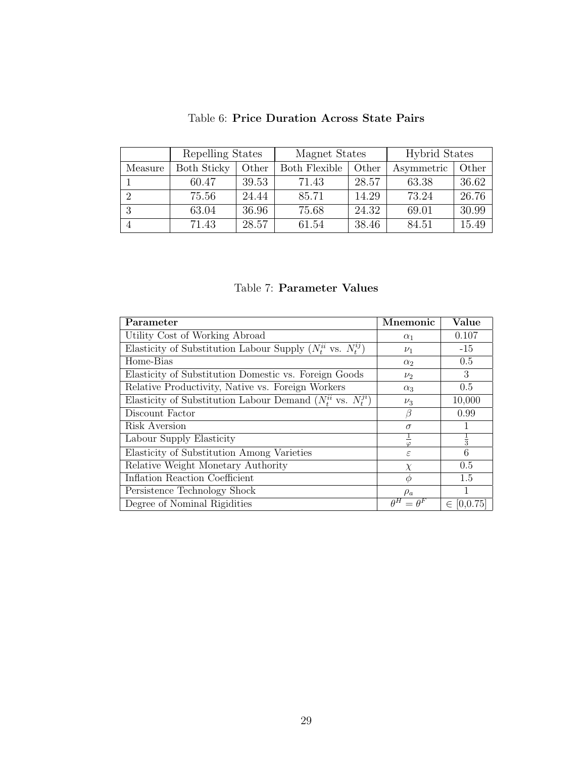Table 6: **Price Duration Across State Pairs**

| | Repelling States | | Magnet States | | Hybrid States | |
|---|---|---|---|---|---|---|
| Measure | Both Sticky | Other | Both Flexible | Other | Asymmetric | Other |
| 1 | 60.47 | 39.53 | 71.43 | 28.57 | 63.38 | 36.62 |
| 2 | 75.56 | 24.44 | 85.71 | 14.29 | 73.24 | 26.76 |
| 3 | 63.04 | 36.96 | 75.68 | 24.32 | 69.01 | 30.99 |
| 4 | 71.43 | 28.57 | 61.54 | 38.46 | 84.51 | 15.49 |

Table 7: **Parameter Values**

| **Parameter** | **Mnemonic** | **Value** |
|---|---|---|
| Utility Cost of Working Abroad | $\alpha_1$ | 0.107 |
| Elasticity of Substitution Labour Supply ($N_t^{ii}$ vs. $N_t^{ij}$) | $\nu_1$ | -15 |
| Home-Bias | $\alpha_2$ | 0.5 |
| Elasticity of Substitution Domestic vs. Foreign Goods | $\nu_2$ | 3 |
| Relative Productivity, Native vs. Foreign Workers | $\alpha_3$ | 0.5 |
| Elasticity of Substitution Labour Demand ($N_t^{ii}$ vs. $N_t^{ji}$) | $\nu_3$ | 10,000 |
| Discount Factor | $\beta$ | 0.99 |
| Risk Aversion | $\sigma$ | 1 |
| Labour Supply Elasticity | $\frac{1}{\varphi}$ | $\frac{1}{3}$ |
| Elasticity of Substitution Among Varieties | $\varepsilon$ | 6 |
| Relative Weight Monetary Authority | $\chi$ | 0.5 |
| Inflation Reaction Coefficient | $\phi$ | 1.5 |
| Persistence Technology Shock | $\rho_a$ | 1 |
| Degree of Nominal Rigidities | $\theta^H = \theta^F$ | $\in$ [0,0.75] |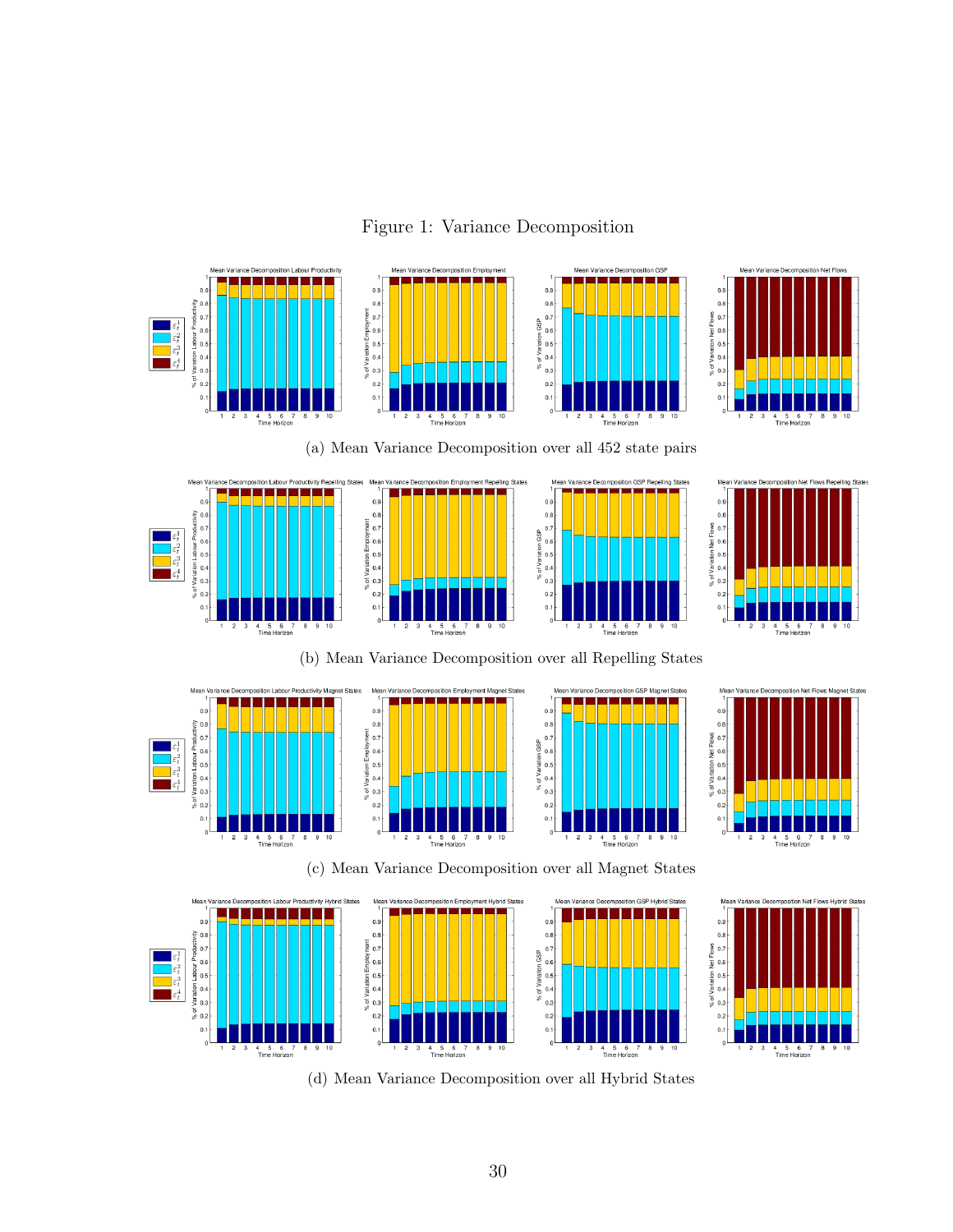Figure 1: Variance Decomposition

(a) Mean Variance Decomposition over all 452 state pairs

(b) Mean Variance Decomposition over all Repelling States

(c) Mean Variance Decomposition over all Magnet States

(d) Mean Variance Decomposition over all Hybrid States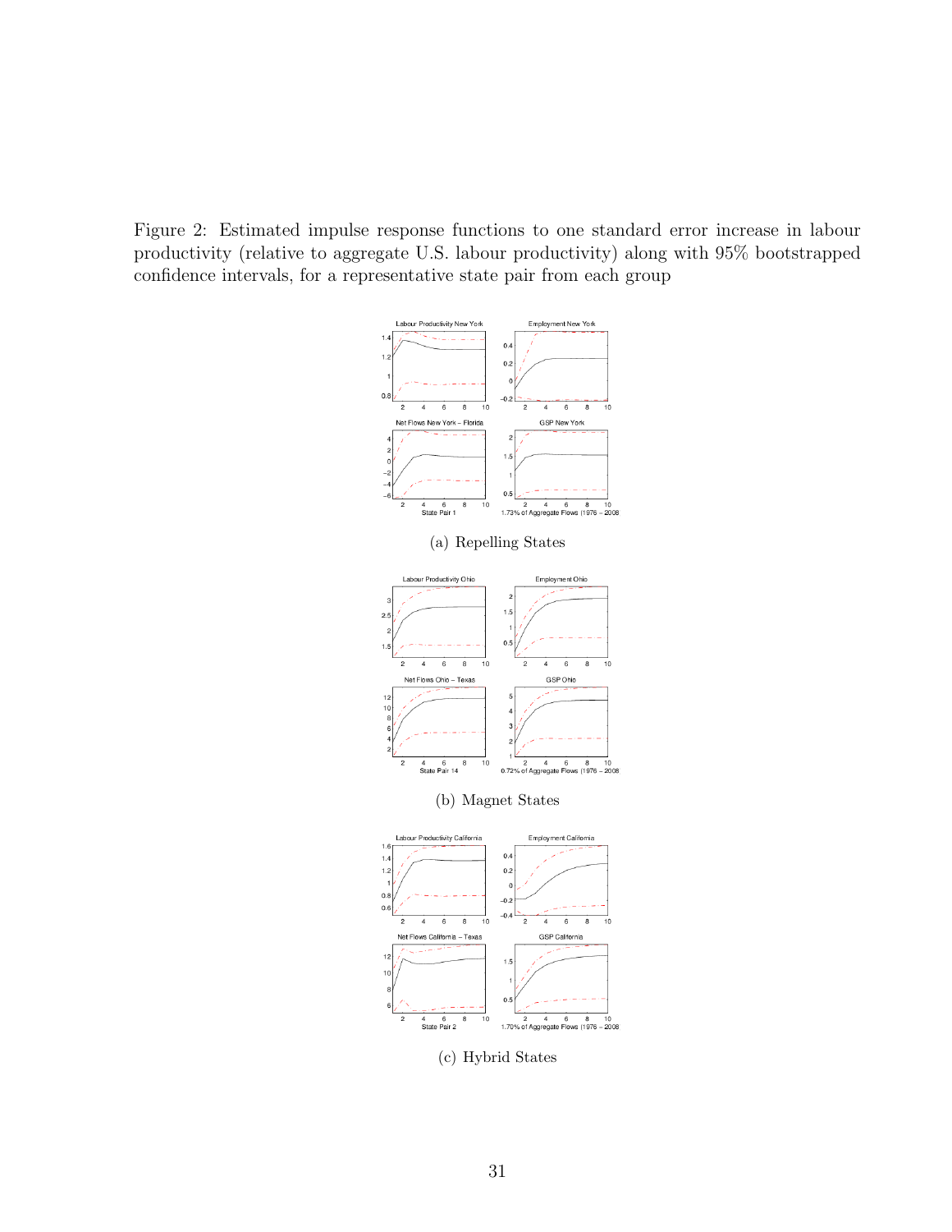Figure 2: Estimated impulse response functions to one standard error increase in labour productivity (relative to aggregate U.S. labour productivity) along with 95% bootstrapped confidence intervals, for a representative state pair from each group

(a) Repelling States

(b) Magnet States

(c) Hybrid States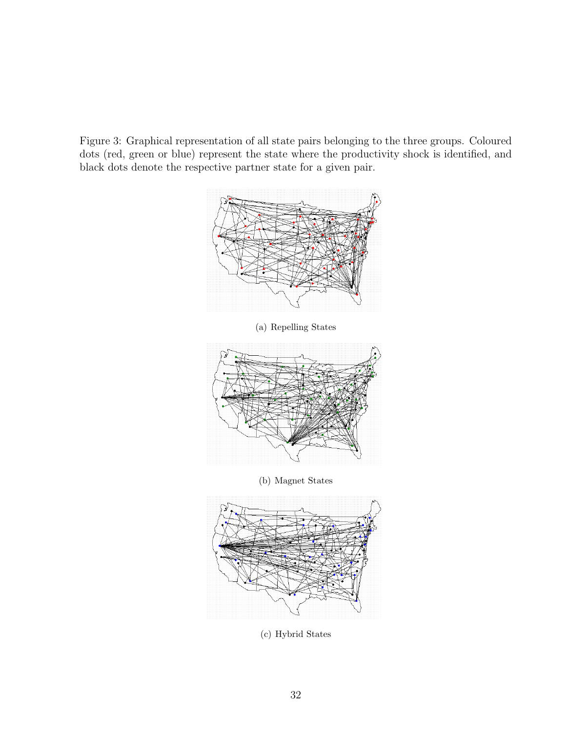Figure 3: Graphical representation of all state pairs belonging to the three groups. Coloured dots (red, green or blue) represent the state where the productivity shock is identified, and black dots denote the respective partner state for a given pair.

(a) Repelling States

(b) Magnet States

(c) Hybrid States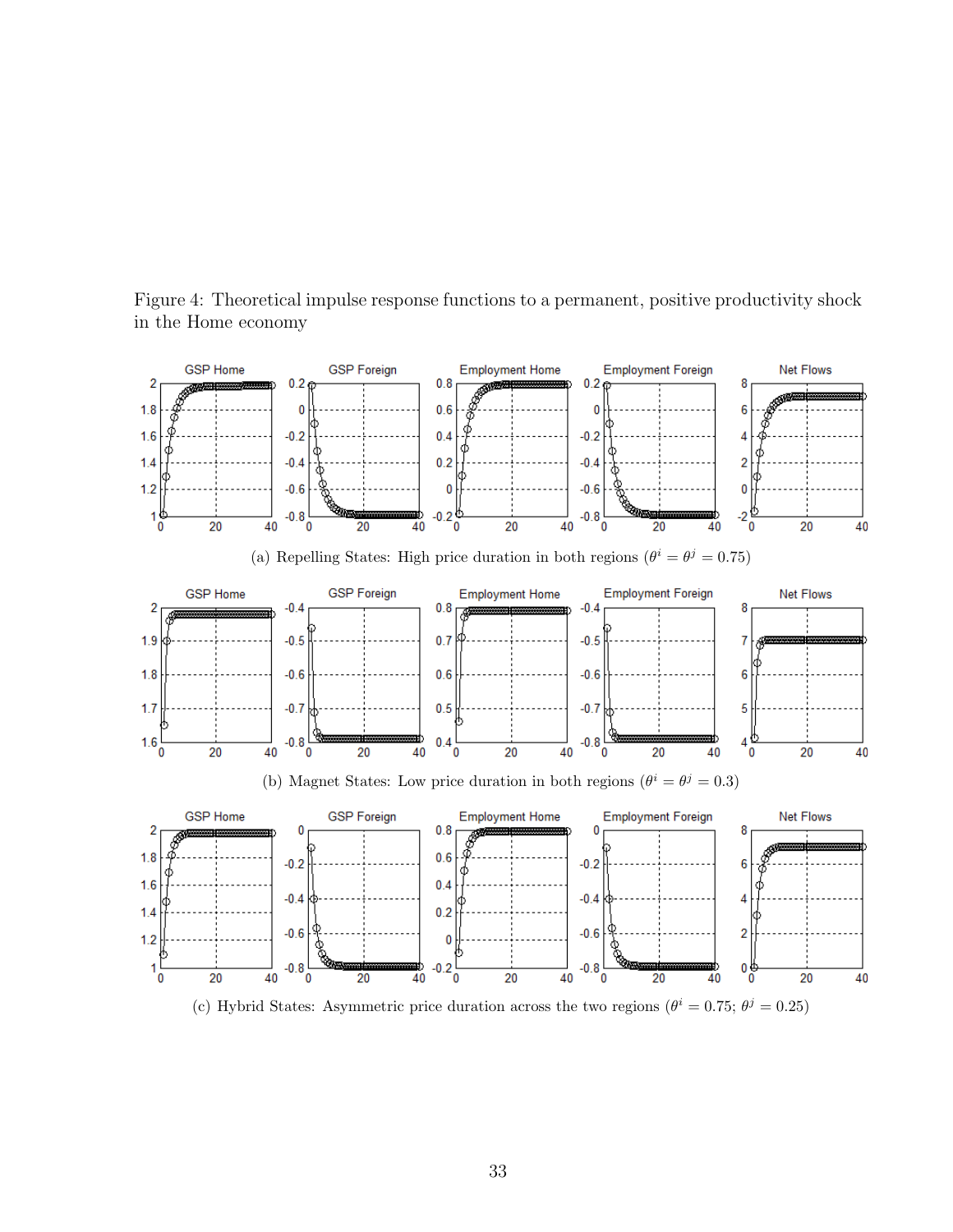Figure 4: Theoretical impulse response functions to a permanent, positive productivity shock in the Home economy

(a) Repelling States: High price duration in both regions ($\theta^i = \theta^j = 0.75$)

(b) Magnet States: Low price duration in both regions ($\theta^i = \theta^j = 0.3$)

(c) Hybrid States: Asymmetric price duration across the two regions ($\theta^i = 0.75$; $\theta^j = 0.25$)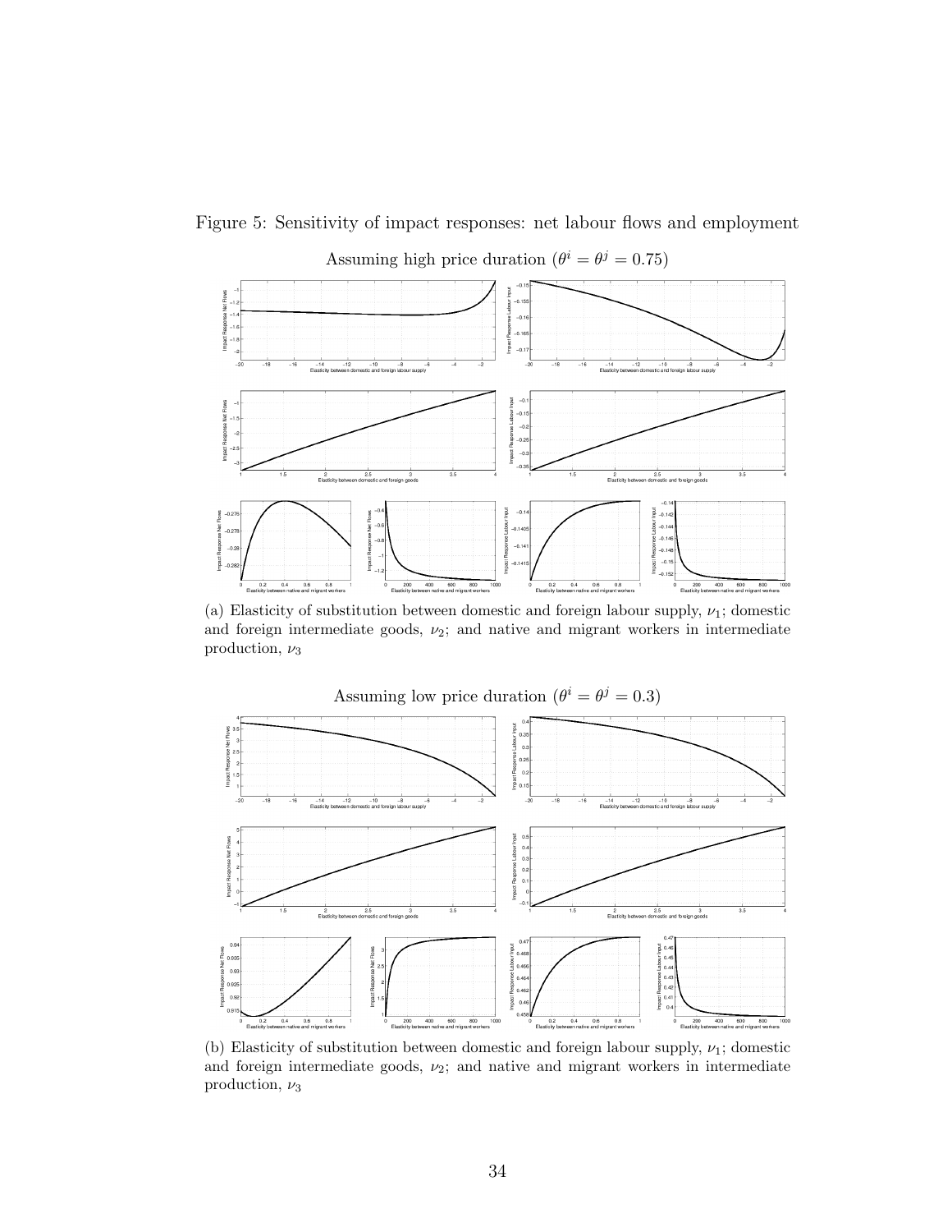Figure 5: Sensitivity of impact responses: net labour flows and employment

Assuming high price duration ($\theta^i = \theta^j = 0.75$)

Impact Response Net Flows

Elasticity between domestic and foreign labour supply

Impact Response Labour Input

Elasticity between domestic and foreign labour supply

Impact Response Net Flows

Elasticity between domestic and foreign goods

Impact Response Labour Input

Elasticity between domestic and foreign goods

Impact Response Net Flows

Elasticity between native and migrant workers

Impact Response Net Flows

Elasticity between native and migrant workers

Impact Response Labour Input

Elasticity between native and migrant workers

Impact Response Labour Input

Elasticity between native and migrant workers

(a) Elasticity of substitution between domestic and foreign labour supply, $\nu_1$; domestic and foreign intermediate goods, $\nu_2$; and native and migrant workers in intermediate production, $\nu_3$

Assuming low price duration ($\theta^i = \theta^j = 0.3$)

Impact Response Net Flows

Elasticity between domestic and foreign labour supply

Impact Response Labour Input

Elasticity between domestic and foreign labour supply

Impact Response Net Flows

Elasticity between domestic and foreign goods

Impact Response Labour Input

Elasticity between domestic and foreign goods

Impact Response Net Flows

Elasticity between native and migrant workers

Impact Response Net Flows

Elasticity between native and migrant workers

Impact Response Labour Input

Elasticity between native and migrant workers

Impact Response Labour Input

Elasticity between native and migrant workers

(b) Elasticity of substitution between domestic and foreign labour supply, $\nu_1$; domestic and foreign intermediate goods, $\nu_2$; and native and migrant workers in intermediate production, $\nu_3$